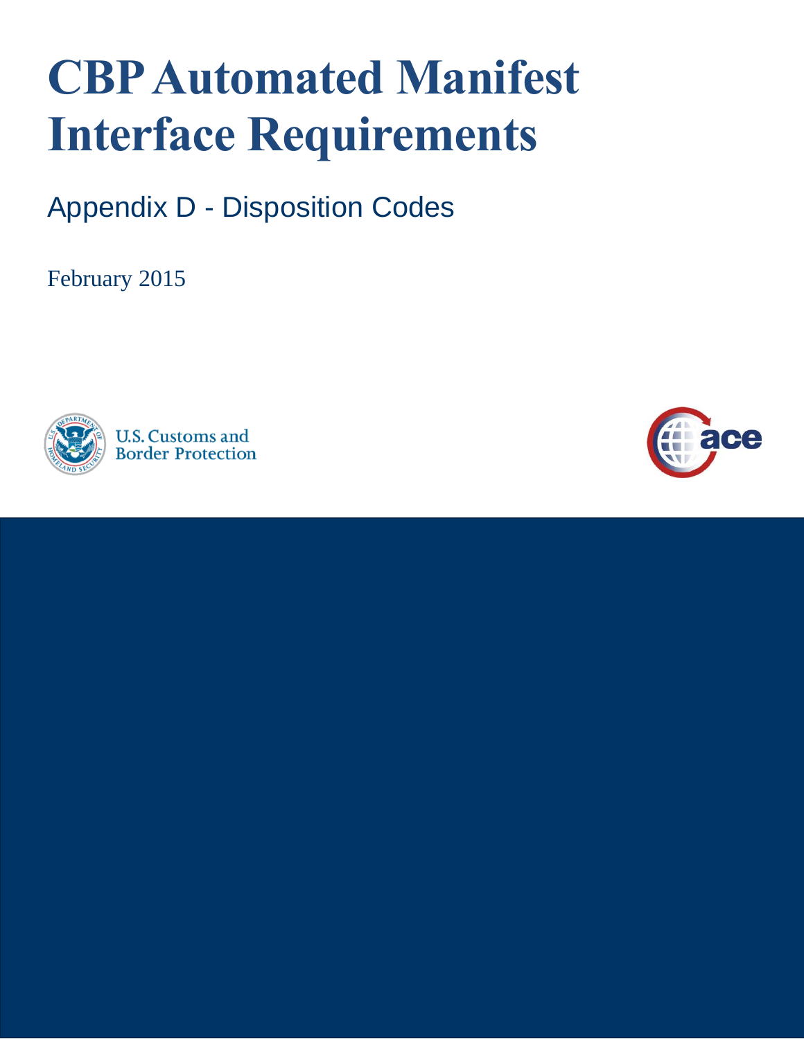# CBP Automated Manifest Interface Requirements

## Appendix D - Disposition Codes

February 2015

U.S. Customs and Border Protection

ace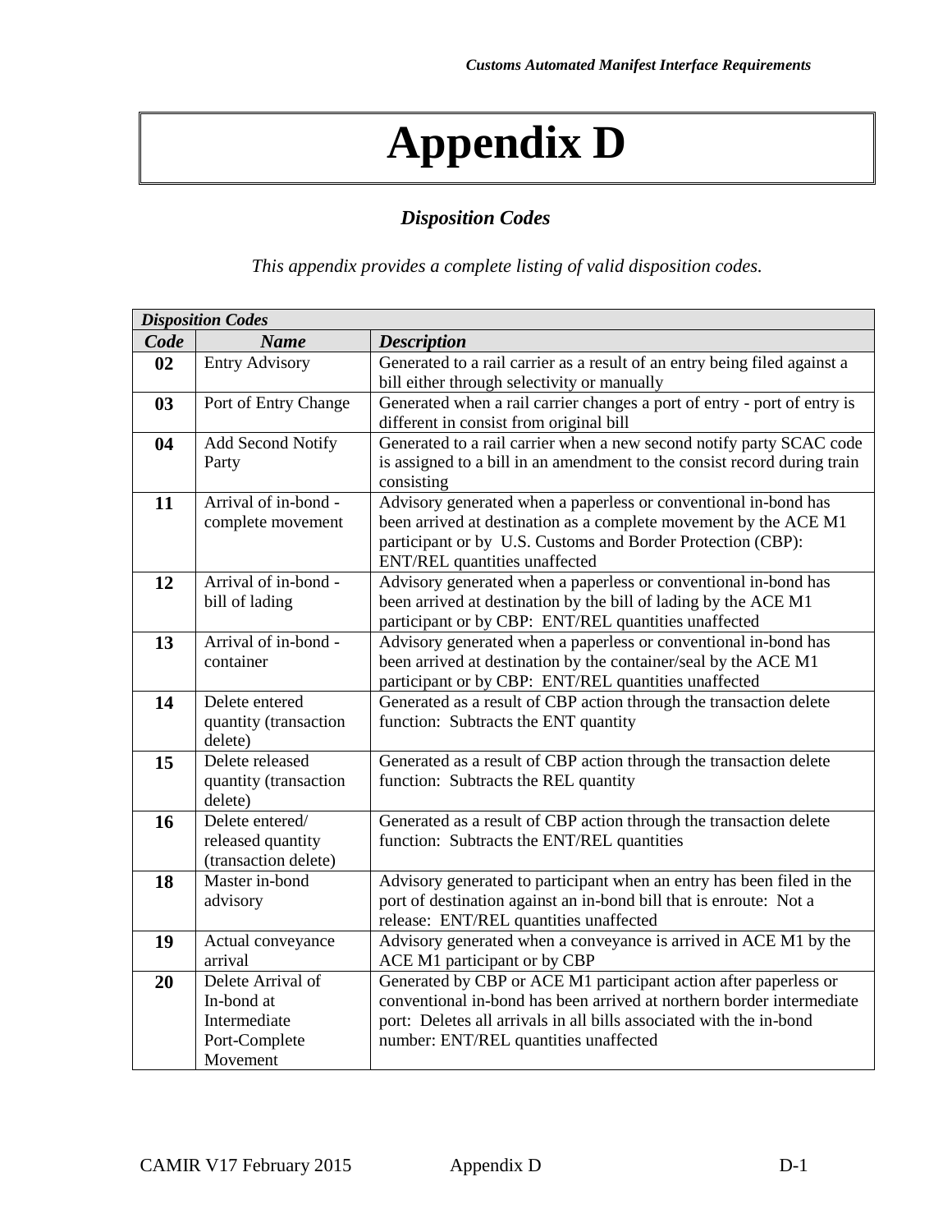# Appendix D

### *Disposition Codes*

*This appendix provides a complete listing of valid disposition codes.*

| ***Disposition Codes*** | | |
|---|---|---|
| ***Code*** | ***Name*** | ***Description*** |
| **02** | Entry Advisory | Generated to a rail carrier as a result of an entry being filed against a bill either through selectivity or manually |
| **03** | Port of Entry Change | Generated when a rail carrier changes a port of entry - port of entry is different in consist from original bill |
| **04** | Add Second Notify Party | Generated to a rail carrier when a new second notify party SCAC code is assigned to a bill in an amendment to the consist record during train consisting |
| **11** | Arrival of in-bond - complete movement | Advisory generated when a paperless or conventional in-bond has been arrived at destination as a complete movement by the ACE M1 participant or by U.S. Customs and Border Protection (CBP): ENT/REL quantities unaffected |
| **12** | Arrival of in-bond - bill of lading | Advisory generated when a paperless or conventional in-bond has been arrived at destination by the bill of lading by the ACE M1 participant or by CBP: ENT/REL quantities unaffected |
| **13** | Arrival of in-bond - container | Advisory generated when a paperless or conventional in-bond has been arrived at destination by the container/seal by the ACE M1 participant or by CBP: ENT/REL quantities unaffected |
| **14** | Delete entered quantity (transaction delete) | Generated as a result of CBP action through the transaction delete function: Subtracts the ENT quantity |
| **15** | Delete released quantity (transaction delete) | Generated as a result of CBP action through the transaction delete function: Subtracts the REL quantity |
| **16** | Delete entered/ released quantity (transaction delete) | Generated as a result of CBP action through the transaction delete function: Subtracts the ENT/REL quantities |
| **18** | Master in-bond advisory | Advisory generated to participant when an entry has been filed in the port of destination against an in-bond bill that is enroute: Not a release: ENT/REL quantities unaffected |
| **19** | Actual conveyance arrival | Advisory generated when a conveyance is arrived in ACE M1 by the ACE M1 participant or by CBP |
| **20** | Delete Arrival of In-bond at Intermediate Port-Complete Movement | Generated by CBP or ACE M1 participant action after paperless or conventional in-bond has been arrived at northern border intermediate port: Deletes all arrivals in all bills associated with the in-bond number: ENT/REL quantities unaffected |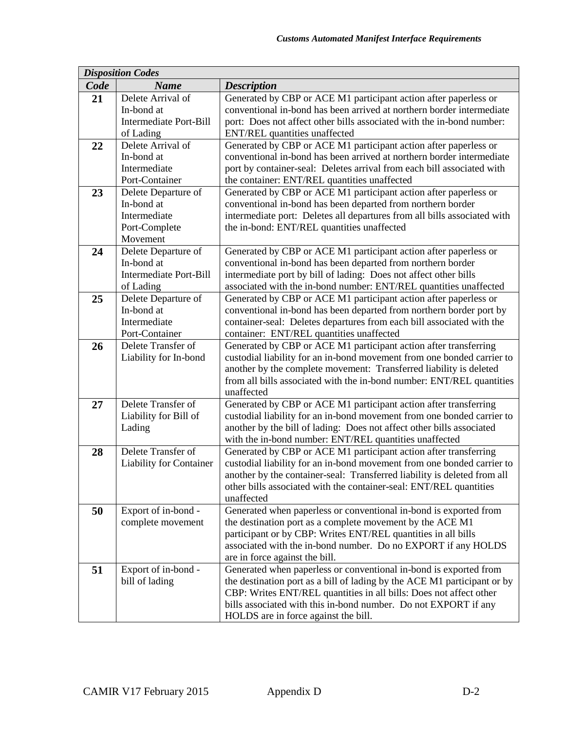| *Disposition Codes* | | |
|---|---|---|
| ***Code*** | ***Name*** | ***Description*** |
| **21** | Delete Arrival of In-bond at Intermediate Port-Bill of Lading | Generated by CBP or ACE M1 participant action after paperless or conventional in-bond has been arrived at northern border intermediate port: Does not affect other bills associated with the in-bond number: ENT/REL quantities unaffected |
| **22** | Delete Arrival of In-bond at Intermediate Port-Container | Generated by CBP or ACE M1 participant action after paperless or conventional in-bond has been arrived at northern border intermediate port by container-seal: Deletes arrival from each bill associated with the container: ENT/REL quantities unaffected |
| **23** | Delete Departure of In-bond at Intermediate Port-Complete Movement | Generated by CBP or ACE M1 participant action after paperless or conventional in-bond has been departed from northern border intermediate port: Deletes all departures from all bills associated with the in-bond: ENT/REL quantities unaffected |
| **24** | Delete Departure of In-bond at Intermediate Port-Bill of Lading | Generated by CBP or ACE M1 participant action after paperless or conventional in-bond has been departed from northern border intermediate port by bill of lading: Does not affect other bills associated with the in-bond number: ENT/REL quantities unaffected |
| **25** | Delete Departure of In-bond at Intermediate Port-Container | Generated by CBP or ACE M1 participant action after paperless or conventional in-bond has been departed from northern border port by container-seal: Deletes departures from each bill associated with the container: ENT/REL quantities unaffected |
| **26** | Delete Transfer of Liability for In-bond | Generated by CBP or ACE M1 participant action after transferring custodial liability for an in-bond movement from one bonded carrier to another by the complete movement: Transferred liability is deleted from all bills associated with the in-bond number: ENT/REL quantities unaffected |
| **27** | Delete Transfer of Liability for Bill of Lading | Generated by CBP or ACE M1 participant action after transferring custodial liability for an in-bond movement from one bonded carrier to another by the bill of lading: Does not affect other bills associated with the in-bond number: ENT/REL quantities unaffected |
| **28** | Delete Transfer of Liability for Container | Generated by CBP or ACE M1 participant action after transferring custodial liability for an in-bond movement from one bonded carrier to another by the container-seal: Transferred liability is deleted from all other bills associated with the container-seal: ENT/REL quantities unaffected |
| **50** | Export of in-bond - complete movement | Generated when paperless or conventional in-bond is exported from the destination port as a complete movement by the ACE M1 participant or by CBP: Writes ENT/REL quantities in all bills associated with the in-bond number. Do no EXPORT if any HOLDS are in force against the bill. |
| **51** | Export of in-bond - bill of lading | Generated when paperless or conventional in-bond is exported from the destination port as a bill of lading by the ACE M1 participant or by CBP: Writes ENT/REL quantities in all bills: Does not affect other bills associated with this in-bond number. Do not EXPORT if any HOLDS are in force against the bill. |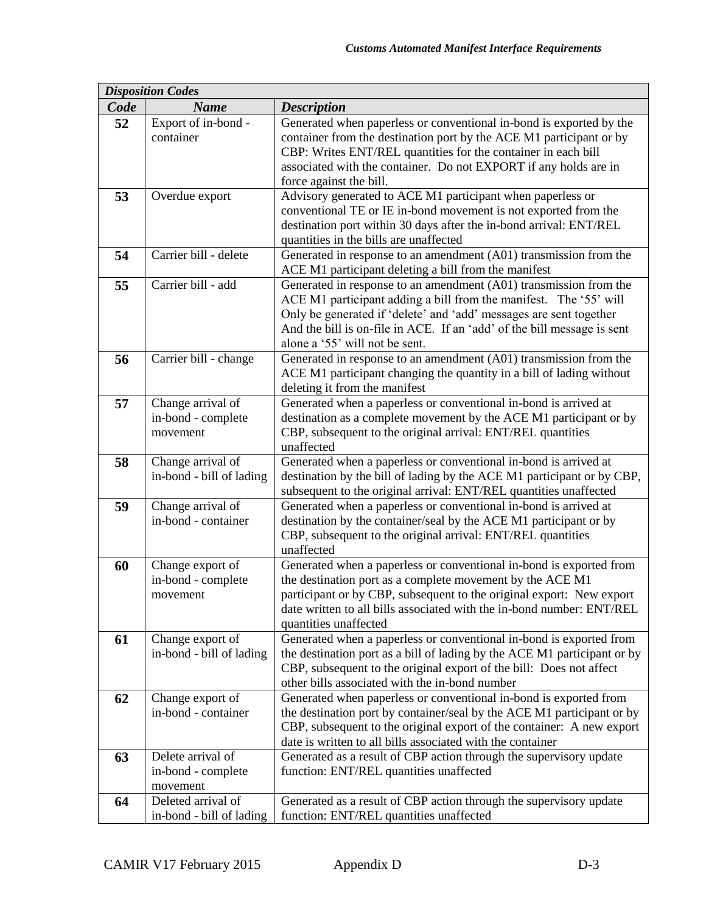| *Disposition Codes* | | |
|---|---|---|
| ***Code*** | ***Name*** | ***Description*** |
| **52** | Export of in-bond - container | Generated when paperless or conventional in-bond is exported by the container from the destination port by the ACE M1 participant or by CBP: Writes ENT/REL quantities for the container in each bill associated with the container. Do not EXPORT if any holds are in force against the bill. |
| **53** | Overdue export | Advisory generated to ACE M1 participant when paperless or conventional TE or IE in-bond movement is not exported from the destination port within 30 days after the in-bond arrival: ENT/REL quantities in the bills are unaffected |
| **54** | Carrier bill - delete | Generated in response to an amendment (A01) transmission from the ACE M1 participant deleting a bill from the manifest |
| **55** | Carrier bill - add | Generated in response to an amendment (A01) transmission from the ACE M1 participant adding a bill from the manifest. The '55' will Only be generated if 'delete' and 'add' messages are sent together And the bill is on-file in ACE. If an 'add' of the bill message is sent alone a '55' will not be sent. |
| **56** | Carrier bill - change | Generated in response to an amendment (A01) transmission from the ACE M1 participant changing the quantity in a bill of lading without deleting it from the manifest |
| **57** | Change arrival of in-bond - complete movement | Generated when a paperless or conventional in-bond is arrived at destination as a complete movement by the ACE M1 participant or by CBP, subsequent to the original arrival: ENT/REL quantities unaffected |
| **58** | Change arrival of in-bond - bill of lading | Generated when a paperless or conventional in-bond is arrived at destination by the bill of lading by the ACE M1 participant or by CBP, subsequent to the original arrival: ENT/REL quantities unaffected |
| **59** | Change arrival of in-bond - container | Generated when a paperless or conventional in-bond is arrived at destination by the container/seal by the ACE M1 participant or by CBP, subsequent to the original arrival: ENT/REL quantities unaffected |
| **60** | Change export of in-bond - complete movement | Generated when a paperless or conventional in-bond is exported from the destination port as a complete movement by the ACE M1 participant or by CBP, subsequent to the original export: New export date written to all bills associated with the in-bond number: ENT/REL quantities unaffected |
| **61** | Change export of in-bond - bill of lading | Generated when a paperless or conventional in-bond is exported from the destination port as a bill of lading by the ACE M1 participant or by CBP, subsequent to the original export of the bill: Does not affect other bills associated with the in-bond number |
| **62** | Change export of in-bond - container | Generated when paperless or conventional in-bond is exported from the destination port by container/seal by the ACE M1 participant or by CBP, subsequent to the original export of the container: A new export date is written to all bills associated with the container |
| **63** | Delete arrival of in-bond - complete movement | Generated as a result of CBP action through the supervisory update function: ENT/REL quantities unaffected |
| **64** | Deleted arrival of in-bond - bill of lading | Generated as a result of CBP action through the supervisory update function: ENT/REL quantities unaffected |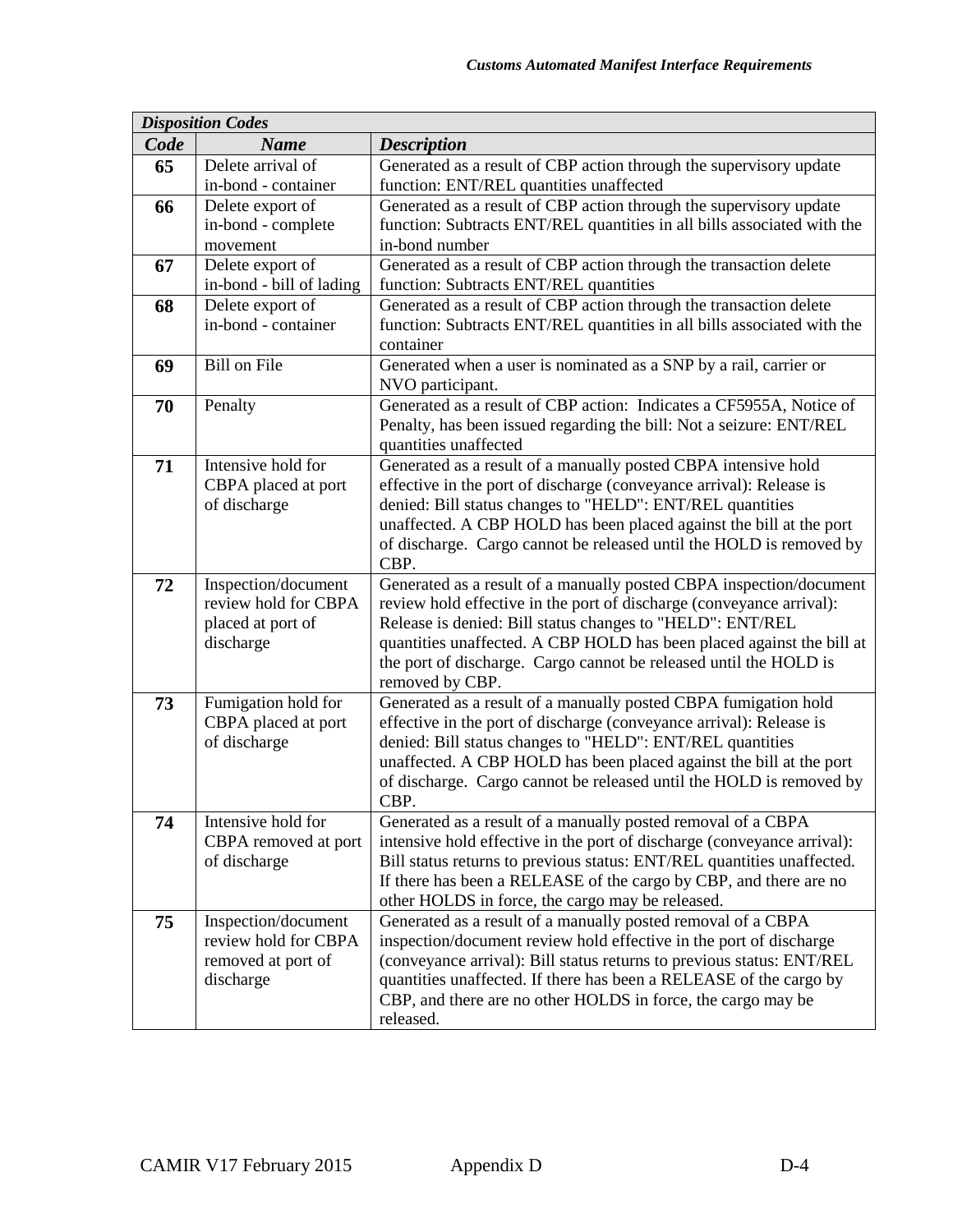| *Disposition Codes* | | |
|---|---|---|
| ***Code*** | ***Name*** | ***Description*** |
| **65** | Delete arrival of in-bond - container | Generated as a result of CBP action through the supervisory update function: ENT/REL quantities unaffected |
| **66** | Delete export of in-bond - complete movement | Generated as a result of CBP action through the supervisory update function: Subtracts ENT/REL quantities in all bills associated with the in-bond number |
| **67** | Delete export of in-bond - bill of lading | Generated as a result of CBP action through the transaction delete function: Subtracts ENT/REL quantities |
| **68** | Delete export of in-bond - container | Generated as a result of CBP action through the transaction delete function: Subtracts ENT/REL quantities in all bills associated with the container |
| **69** | Bill on File | Generated when a user is nominated as a SNP by a rail, carrier or NVO participant. |
| **70** | Penalty | Generated as a result of CBP action: Indicates a CF5955A, Notice of Penalty, has been issued regarding the bill: Not a seizure: ENT/REL quantities unaffected |
| **71** | Intensive hold for CBPA placed at port of discharge | Generated as a result of a manually posted CBPA intensive hold effective in the port of discharge (conveyance arrival): Release is denied: Bill status changes to "HELD": ENT/REL quantities unaffected. A CBP HOLD has been placed against the bill at the port of discharge. Cargo cannot be released until the HOLD is removed by CBP. |
| **72** | Inspection/document review hold for CBPA placed at port of discharge | Generated as a result of a manually posted CBPA inspection/document review hold effective in the port of discharge (conveyance arrival): Release is denied: Bill status changes to "HELD": ENT/REL quantities unaffected. A CBP HOLD has been placed against the bill at the port of discharge. Cargo cannot be released until the HOLD is removed by CBP. |
| **73** | Fumigation hold for CBPA placed at port of discharge | Generated as a result of a manually posted CBPA fumigation hold effective in the port of discharge (conveyance arrival): Release is denied: Bill status changes to "HELD": ENT/REL quantities unaffected. A CBP HOLD has been placed against the bill at the port of discharge. Cargo cannot be released until the HOLD is removed by CBP. |
| **74** | Intensive hold for CBPA removed at port of discharge | Generated as a result of a manually posted removal of a CBPA intensive hold effective in the port of discharge (conveyance arrival): Bill status returns to previous status: ENT/REL quantities unaffected. If there has been a RELEASE of the cargo by CBP, and there are no other HOLDS in force, the cargo may be released. |
| **75** | Inspection/document review hold for CBPA removed at port of discharge | Generated as a result of a manually posted removal of a CBPA inspection/document review hold effective in the port of discharge (conveyance arrival): Bill status returns to previous status: ENT/REL quantities unaffected. If there has been a RELEASE of the cargo by CBP, and there are no other HOLDS in force, the cargo may be released. |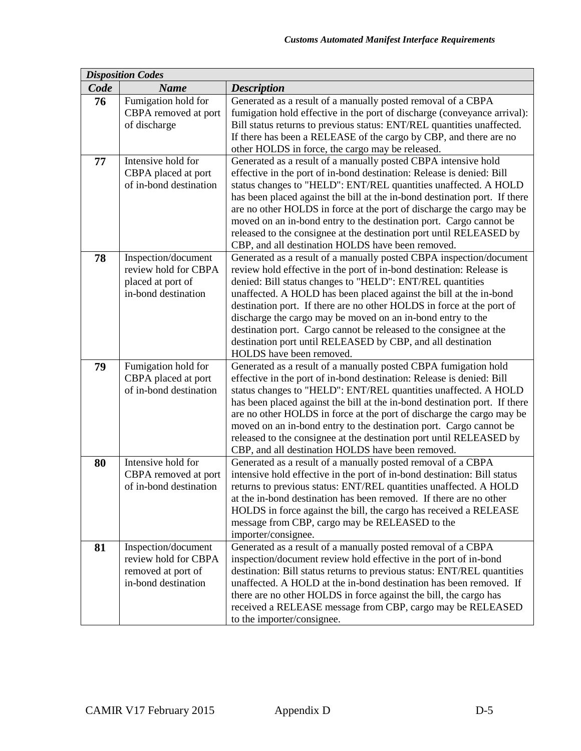| *Disposition Codes* | | |
|---|---|---|
| ***Code*** | ***Name*** | ***Description*** |
| **76** | Fumigation hold for CBPA removed at port of discharge | Generated as a result of a manually posted removal of a CBPA fumigation hold effective in the port of discharge (conveyance arrival): Bill status returns to previous status: ENT/REL quantities unaffected. If there has been a RELEASE of the cargo by CBP, and there are no other HOLDS in force, the cargo may be released. |
| **77** | Intensive hold for CBPA placed at port of in-bond destination | Generated as a result of a manually posted CBPA intensive hold effective in the port of in-bond destination: Release is denied: Bill status changes to "HELD": ENT/REL quantities unaffected. A HOLD has been placed against the bill at the in-bond destination port. If there are no other HOLDS in force at the port of discharge the cargo may be moved on an in-bond entry to the destination port. Cargo cannot be released to the consignee at the destination port until RELEASED by CBP, and all destination HOLDS have been removed. |
| **78** | Inspection/document review hold for CBPA placed at port of in-bond destination | Generated as a result of a manually posted CBPA inspection/document review hold effective in the port of in-bond destination: Release is denied: Bill status changes to "HELD": ENT/REL quantities unaffected. A HOLD has been placed against the bill at the in-bond destination port. If there are no other HOLDS in force at the port of discharge the cargo may be moved on an in-bond entry to the destination port. Cargo cannot be released to the consignee at the destination port until RELEASED by CBP, and all destination HOLDS have been removed. |
| **79** | Fumigation hold for CBPA placed at port of in-bond destination | Generated as a result of a manually posted CBPA fumigation hold effective in the port of in-bond destination: Release is denied: Bill status changes to "HELD": ENT/REL quantities unaffected. A HOLD has been placed against the bill at the in-bond destination port. If there are no other HOLDS in force at the port of discharge the cargo may be moved on an in-bond entry to the destination port. Cargo cannot be released to the consignee at the destination port until RELEASED by CBP, and all destination HOLDS have been removed. |
| **80** | Intensive hold for CBPA removed at port of in-bond destination | Generated as a result of a manually posted removal of a CBPA intensive hold effective in the port of in-bond destination: Bill status returns to previous status: ENT/REL quantities unaffected. A HOLD at the in-bond destination has been removed. If there are no other HOLDS in force against the bill, the cargo has received a RELEASE message from CBP, cargo may be RELEASED to the importer/consignee. |
| **81** | Inspection/document review hold for CBPA removed at port of in-bond destination | Generated as a result of a manually posted removal of a CBPA inspection/document review hold effective in the port of in-bond destination: Bill status returns to previous status: ENT/REL quantities unaffected. A HOLD at the in-bond destination has been removed. If there are no other HOLDS in force against the bill, the cargo has received a RELEASE message from CBP, cargo may be RELEASED to the importer/consignee. |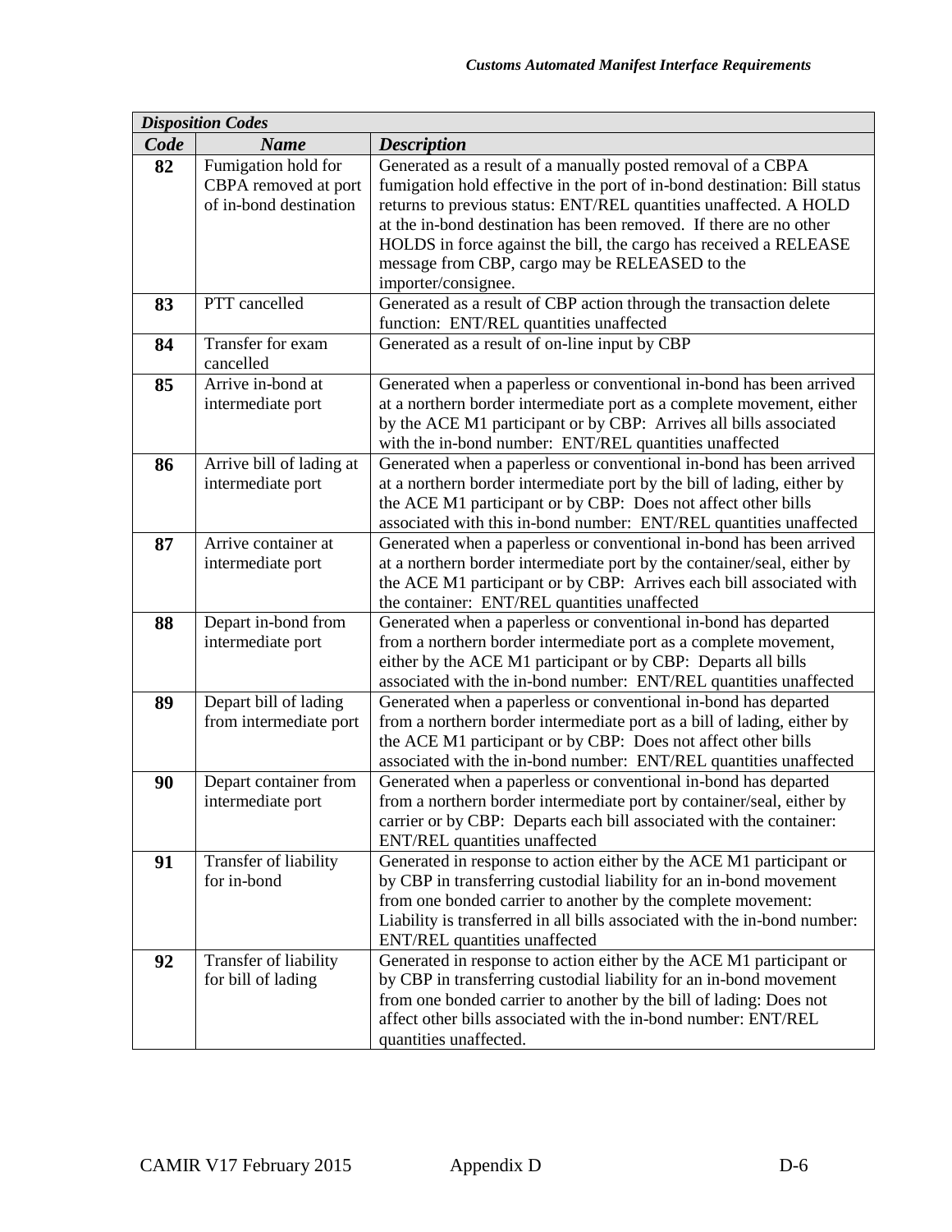| *Disposition Codes* | | |
|---|---|---|
| ***Code*** | ***Name*** | ***Description*** |
| **82** | Fumigation hold for CBPA removed at port of in-bond destination | Generated as a result of a manually posted removal of a CBPA fumigation hold effective in the port of in-bond destination: Bill status returns to previous status: ENT/REL quantities unaffected. A HOLD at the in-bond destination has been removed. If there are no other HOLDS in force against the bill, the cargo has received a RELEASE message from CBP, cargo may be RELEASED to the importer/consignee. |
| **83** | PTT cancelled | Generated as a result of CBP action through the transaction delete function: ENT/REL quantities unaffected |
| **84** | Transfer for exam cancelled | Generated as a result of on-line input by CBP |
| **85** | Arrive in-bond at intermediate port | Generated when a paperless or conventional in-bond has been arrived at a northern border intermediate port as a complete movement, either by the ACE M1 participant or by CBP: Arrives all bills associated with the in-bond number: ENT/REL quantities unaffected |
| **86** | Arrive bill of lading at intermediate port | Generated when a paperless or conventional in-bond has been arrived at a northern border intermediate port by the bill of lading, either by the ACE M1 participant or by CBP: Does not affect other bills associated with this in-bond number: ENT/REL quantities unaffected |
| **87** | Arrive container at intermediate port | Generated when a paperless or conventional in-bond has been arrived at a northern border intermediate port by the container/seal, either by the ACE M1 participant or by CBP: Arrives each bill associated with the container: ENT/REL quantities unaffected |
| **88** | Depart in-bond from intermediate port | Generated when a paperless or conventional in-bond has departed from a northern border intermediate port as a complete movement, either by the ACE M1 participant or by CBP: Departs all bills associated with the in-bond number: ENT/REL quantities unaffected |
| **89** | Depart bill of lading from intermediate port | Generated when a paperless or conventional in-bond has departed from a northern border intermediate port as a bill of lading, either by the ACE M1 participant or by CBP: Does not affect other bills associated with the in-bond number: ENT/REL quantities unaffected |
| **90** | Depart container from intermediate port | Generated when a paperless or conventional in-bond has departed from a northern border intermediate port by container/seal, either by carrier or by CBP: Departs each bill associated with the container: ENT/REL quantities unaffected |
| **91** | Transfer of liability for in-bond | Generated in response to action either by the ACE M1 participant or by CBP in transferring custodial liability for an in-bond movement from one bonded carrier to another by the complete movement: Liability is transferred in all bills associated with the in-bond number: ENT/REL quantities unaffected |
| **92** | Transfer of liability for bill of lading | Generated in response to action either by the ACE M1 participant or by CBP in transferring custodial liability for an in-bond movement from one bonded carrier to another by the bill of lading: Does not affect other bills associated with the in-bond number: ENT/REL quantities unaffected. |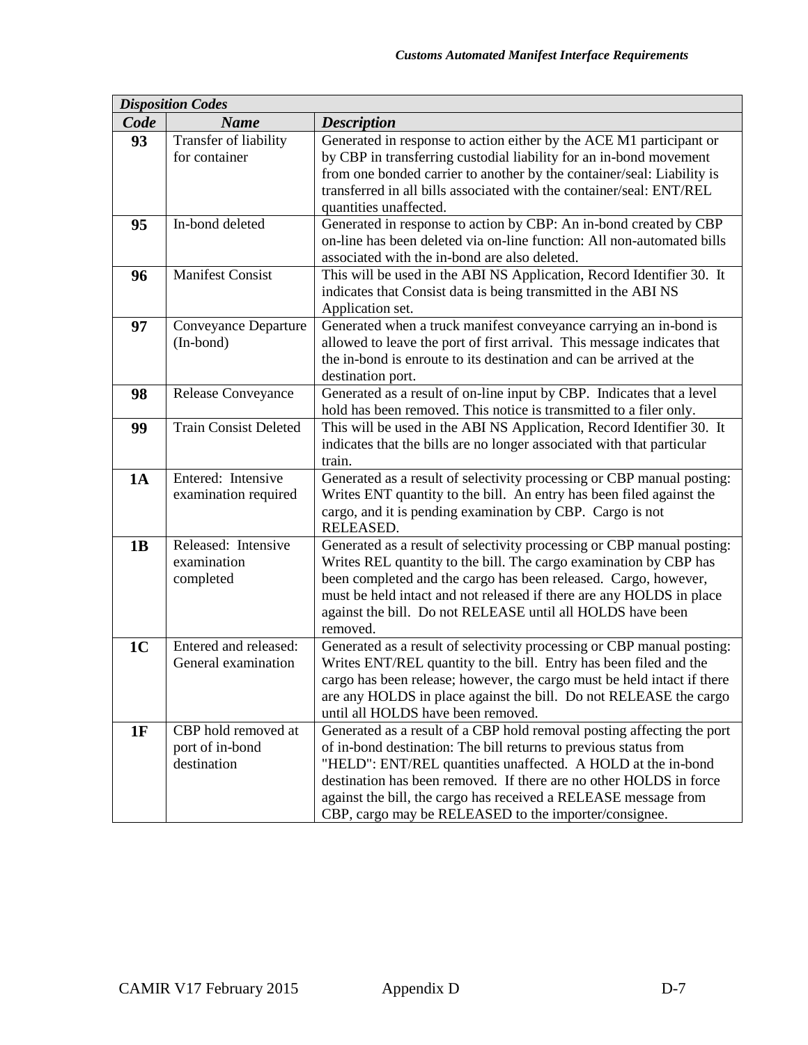| *Disposition Codes* | | |
|---|---|---|
| ***Code*** | ***Name*** | ***Description*** |
| **93** | Transfer of liability for container | Generated in response to action either by the ACE M1 participant or by CBP in transferring custodial liability for an in-bond movement from one bonded carrier to another by the container/seal: Liability is transferred in all bills associated with the container/seal: ENT/REL quantities unaffected. |
| **95** | In-bond deleted | Generated in response to action by CBP: An in-bond created by CBP on-line has been deleted via on-line function: All non-automated bills associated with the in-bond are also deleted. |
| **96** | Manifest Consist | This will be used in the ABI NS Application, Record Identifier 30. It indicates that Consist data is being transmitted in the ABI NS Application set. |
| **97** | Conveyance Departure (In-bond) | Generated when a truck manifest conveyance carrying an in-bond is allowed to leave the port of first arrival. This message indicates that the in-bond is enroute to its destination and can be arrived at the destination port. |
| **98** | Release Conveyance | Generated as a result of on-line input by CBP. Indicates that a level hold has been removed. This notice is transmitted to a filer only. |
| **99** | Train Consist Deleted | This will be used in the ABI NS Application, Record Identifier 30. It indicates that the bills are no longer associated with that particular train. |
| **1A** | Entered: Intensive examination required | Generated as a result of selectivity processing or CBP manual posting: Writes ENT quantity to the bill. An entry has been filed against the cargo, and it is pending examination by CBP. Cargo is not RELEASED. |
| **1B** | Released: Intensive examination completed | Generated as a result of selectivity processing or CBP manual posting: Writes REL quantity to the bill. The cargo examination by CBP has been completed and the cargo has been released. Cargo, however, must be held intact and not released if there are any HOLDS in place against the bill. Do not RELEASE until all HOLDS have been removed. |
| **1C** | Entered and released: General examination | Generated as a result of selectivity processing or CBP manual posting: Writes ENT/REL quantity to the bill. Entry has been filed and the cargo has been release; however, the cargo must be held intact if there are any HOLDS in place against the bill. Do not RELEASE the cargo until all HOLDS have been removed. |
| **1F** | CBP hold removed at port of in-bond destination | Generated as a result of a CBP hold removal posting affecting the port of in-bond destination: The bill returns to previous status from "HELD": ENT/REL quantities unaffected. A HOLD at the in-bond destination has been removed. If there are no other HOLDS in force against the bill, the cargo has received a RELEASE message from CBP, cargo may be RELEASED to the importer/consignee. |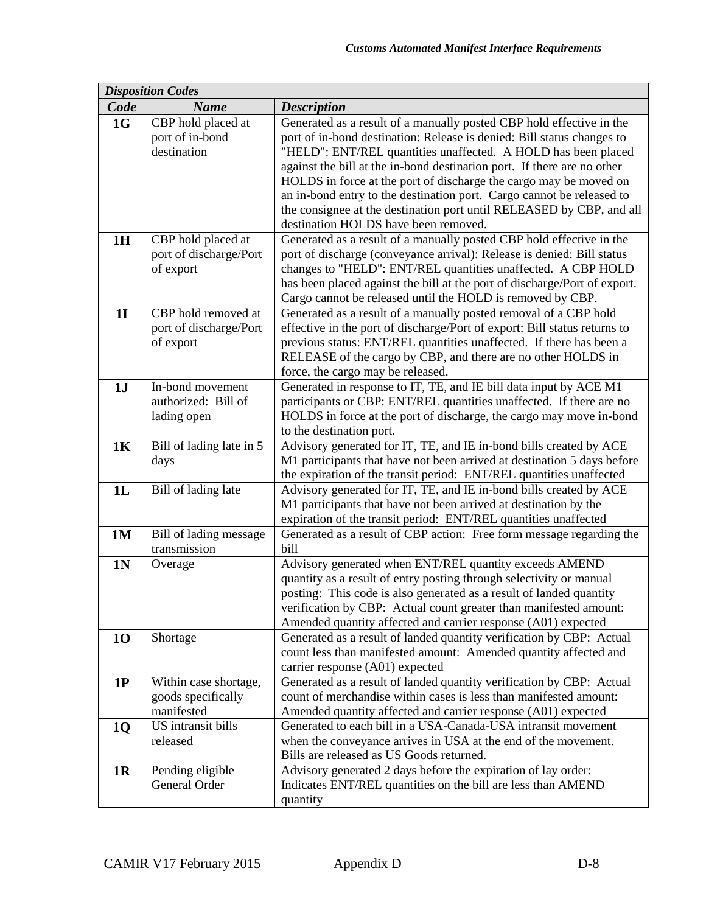| *Disposition Codes* | | |
|---|---|---|
| ***Code*** | ***Name*** | ***Description*** |
| **1G** | CBP hold placed at port of in-bond destination | Generated as a result of a manually posted CBP hold effective in the port of in-bond destination: Release is denied: Bill status changes to "HELD": ENT/REL quantities unaffected. A HOLD has been placed against the bill at the in-bond destination port. If there are no other HOLDS in force at the port of discharge the cargo may be moved on an in-bond entry to the destination port. Cargo cannot be released to the consignee at the destination port until RELEASED by CBP, and all destination HOLDS have been removed. |
| **1H** | CBP hold placed at port of discharge/Port of export | Generated as a result of a manually posted CBP hold effective in the port of discharge (conveyance arrival): Release is denied: Bill status changes to "HELD": ENT/REL quantities unaffected. A CBP HOLD has been placed against the bill at the port of discharge/Port of export. Cargo cannot be released until the HOLD is removed by CBP. |
| **1I** | CBP hold removed at port of discharge/Port of export | Generated as a result of a manually posted removal of a CBP hold effective in the port of discharge/Port of export: Bill status returns to previous status: ENT/REL quantities unaffected. If there has been a RELEASE of the cargo by CBP, and there are no other HOLDS in force, the cargo may be released. |
| **1J** | In-bond movement authorized: Bill of lading open | Generated in response to IT, TE, and IE bill data input by ACE M1 participants or CBP: ENT/REL quantities unaffected. If there are no HOLDS in force at the port of discharge, the cargo may move in-bond to the destination port. |
| **1K** | Bill of lading late in 5 days | Advisory generated for IT, TE, and IE in-bond bills created by ACE M1 participants that have not been arrived at destination 5 days before the expiration of the transit period: ENT/REL quantities unaffected |
| **1L** | Bill of lading late | Advisory generated for IT, TE, and IE in-bond bills created by ACE M1 participants that have not been arrived at destination by the expiration of the transit period: ENT/REL quantities unaffected |
| **1M** | Bill of lading message transmission | Generated as a result of CBP action: Free form message regarding the bill |
| **1N** | Overage | Advisory generated when ENT/REL quantity exceeds AMEND quantity as a result of entry posting through selectivity or manual posting: This code is also generated as a result of landed quantity verification by CBP: Actual count greater than manifested amount: Amended quantity affected and carrier response (A01) expected |
| **1O** | Shortage | Generated as a result of landed quantity verification by CBP: Actual count less than manifested amount: Amended quantity affected and carrier response (A01) expected |
| **1P** | Within case shortage, goods specifically manifested | Generated as a result of landed quantity verification by CBP: Actual count of merchandise within cases is less than manifested amount: Amended quantity affected and carrier response (A01) expected |
| **1Q** | US intransit bills released | Generated to each bill in a USA-Canada-USA intransit movement when the conveyance arrives in USA at the end of the movement. Bills are released as US Goods returned. |
| **1R** | Pending eligible General Order | Advisory generated 2 days before the expiration of lay order: Indicates ENT/REL quantities on the bill are less than AMEND quantity |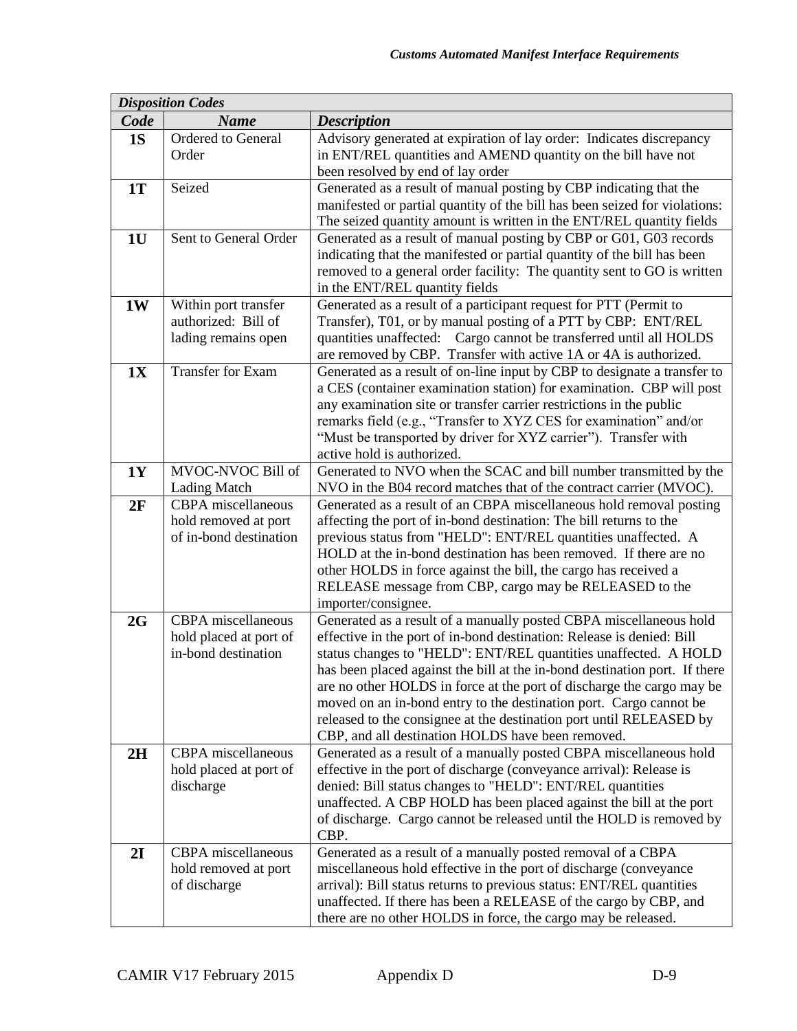| *Disposition Codes* | | |
|---|---|---|
| ***Code*** | ***Name*** | ***Description*** |
| **1S** | Ordered to General Order | Advisory generated at expiration of lay order: Indicates discrepancy in ENT/REL quantities and AMEND quantity on the bill have not been resolved by end of lay order |
| **1T** | Seized | Generated as a result of manual posting by CBP indicating that the manifested or partial quantity of the bill has been seized for violations: The seized quantity amount is written in the ENT/REL quantity fields |
| **1U** | Sent to General Order | Generated as a result of manual posting by CBP or G01, G03 records indicating that the manifested or partial quantity of the bill has been removed to a general order facility: The quantity sent to GO is written in the ENT/REL quantity fields |
| **1W** | Within port transfer authorized: Bill of lading remains open | Generated as a result of a participant request for PTT (Permit to Transfer), T01, or by manual posting of a PTT by CBP: ENT/REL quantities unaffected: Cargo cannot be transferred until all HOLDS are removed by CBP. Transfer with active 1A or 4A is authorized. |
| **1X** | Transfer for Exam | Generated as a result of on-line input by CBP to designate a transfer to a CES (container examination station) for examination. CBP will post any examination site or transfer carrier restrictions in the public remarks field (e.g., "Transfer to XYZ CES for examination" and/or "Must be transported by driver for XYZ carrier"). Transfer with active hold is authorized. |
| **1Y** | MVOC-NVOC Bill of Lading Match | Generated to NVO when the SCAC and bill number transmitted by the NVO in the B04 record matches that of the contract carrier (MVOC). |
| **2F** | CBPA miscellaneous hold removed at port of in-bond destination | Generated as a result of an CBPA miscellaneous hold removal posting affecting the port of in-bond destination: The bill returns to the previous status from "HELD": ENT/REL quantities unaffected. A HOLD at the in-bond destination has been removed. If there are no other HOLDS in force against the bill, the cargo has received a RELEASE message from CBP, cargo may be RELEASED to the importer/consignee. |
| **2G** | CBPA miscellaneous hold placed at port of in-bond destination | Generated as a result of a manually posted CBPA miscellaneous hold effective in the port of in-bond destination: Release is denied: Bill status changes to "HELD": ENT/REL quantities unaffected. A HOLD has been placed against the bill at the in-bond destination port. If there are no other HOLDS in force at the port of discharge the cargo may be moved on an in-bond entry to the destination port. Cargo cannot be released to the consignee at the destination port until RELEASED by CBP, and all destination HOLDS have been removed. |
| **2H** | CBPA miscellaneous hold placed at port of discharge | Generated as a result of a manually posted CBPA miscellaneous hold effective in the port of discharge (conveyance arrival): Release is denied: Bill status changes to "HELD": ENT/REL quantities unaffected. A CBP HOLD has been placed against the bill at the port of discharge. Cargo cannot be released until the HOLD is removed by CBP. |
| **2I** | CBPA miscellaneous hold removed at port of discharge | Generated as a result of a manually posted removal of a CBPA miscellaneous hold effective in the port of discharge (conveyance arrival): Bill status returns to previous status: ENT/REL quantities unaffected. If there has been a RELEASE of the cargo by CBP, and there are no other HOLDS in force, the cargo may be released. |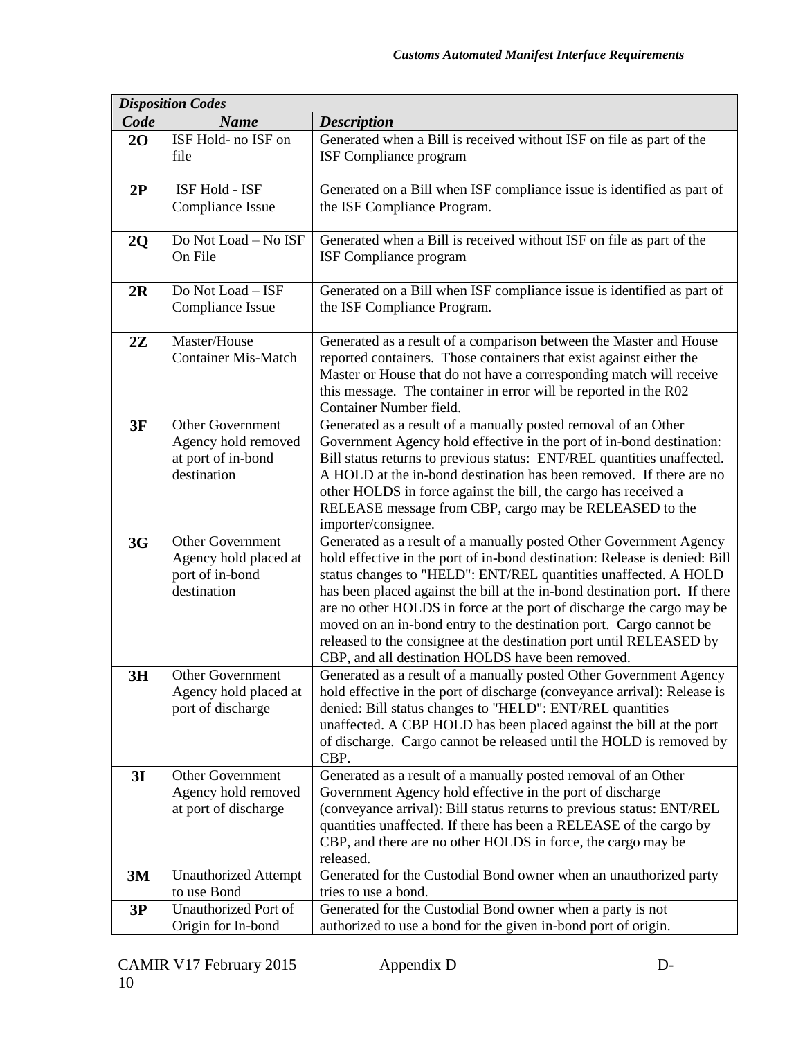| *Disposition Codes* | | |
|---|---|---|
| ***Code*** | ***Name*** | ***Description*** |
| **2O** | ISF Hold- no ISF on file | Generated when a Bill is received without ISF on file as part of the ISF Compliance program |
| **2P** | ISF Hold - ISF Compliance Issue | Generated on a Bill when ISF compliance issue is identified as part of the ISF Compliance Program. |
| **2Q** | Do Not Load – No ISF On File | Generated when a Bill is received without ISF on file as part of the ISF Compliance program |
| **2R** | Do Not Load – ISF Compliance Issue | Generated on a Bill when ISF compliance issue is identified as part of the ISF Compliance Program. |
| **2Z** | Master/House Container Mis-Match | Generated as a result of a comparison between the Master and House reported containers. Those containers that exist against either the Master or House that do not have a corresponding match will receive this message. The container in error will be reported in the R02 Container Number field. |
| **3F** | Other Government Agency hold removed at port of in-bond destination | Generated as a result of a manually posted removal of an Other Government Agency hold effective in the port of in-bond destination: Bill status returns to previous status: ENT/REL quantities unaffected. A HOLD at the in-bond destination has been removed. If there are no other HOLDS in force against the bill, the cargo has received a RELEASE message from CBP, cargo may be RELEASED to the importer/consignee. |
| **3G** | Other Government Agency hold placed at port of in-bond destination | Generated as a result of a manually posted Other Government Agency hold effective in the port of in-bond destination: Release is denied: Bill status changes to "HELD": ENT/REL quantities unaffected. A HOLD has been placed against the bill at the in-bond destination port. If there are no other HOLDS in force at the port of discharge the cargo may be moved on an in-bond entry to the destination port. Cargo cannot be released to the consignee at the destination port until RELEASED by CBP, and all destination HOLDS have been removed. |
| **3H** | Other Government Agency hold placed at port of discharge | Generated as a result of a manually posted Other Government Agency hold effective in the port of discharge (conveyance arrival): Release is denied: Bill status changes to "HELD": ENT/REL quantities unaffected. A CBP HOLD has been placed against the bill at the port of discharge. Cargo cannot be released until the HOLD is removed by CBP. |
| **3I** | Other Government Agency hold removed at port of discharge | Generated as a result of a manually posted removal of an Other Government Agency hold effective in the port of discharge (conveyance arrival): Bill status returns to previous status: ENT/REL quantities unaffected. If there has been a RELEASE of the cargo by CBP, and there are no other HOLDS in force, the cargo may be released. |
| **3M** | Unauthorized Attempt to use Bond | Generated for the Custodial Bond owner when an unauthorized party tries to use a bond. |
| **3P** | Unauthorized Port of Origin for In-bond | Generated for the Custodial Bond owner when a party is not authorized to use a bond for the given in-bond port of origin. |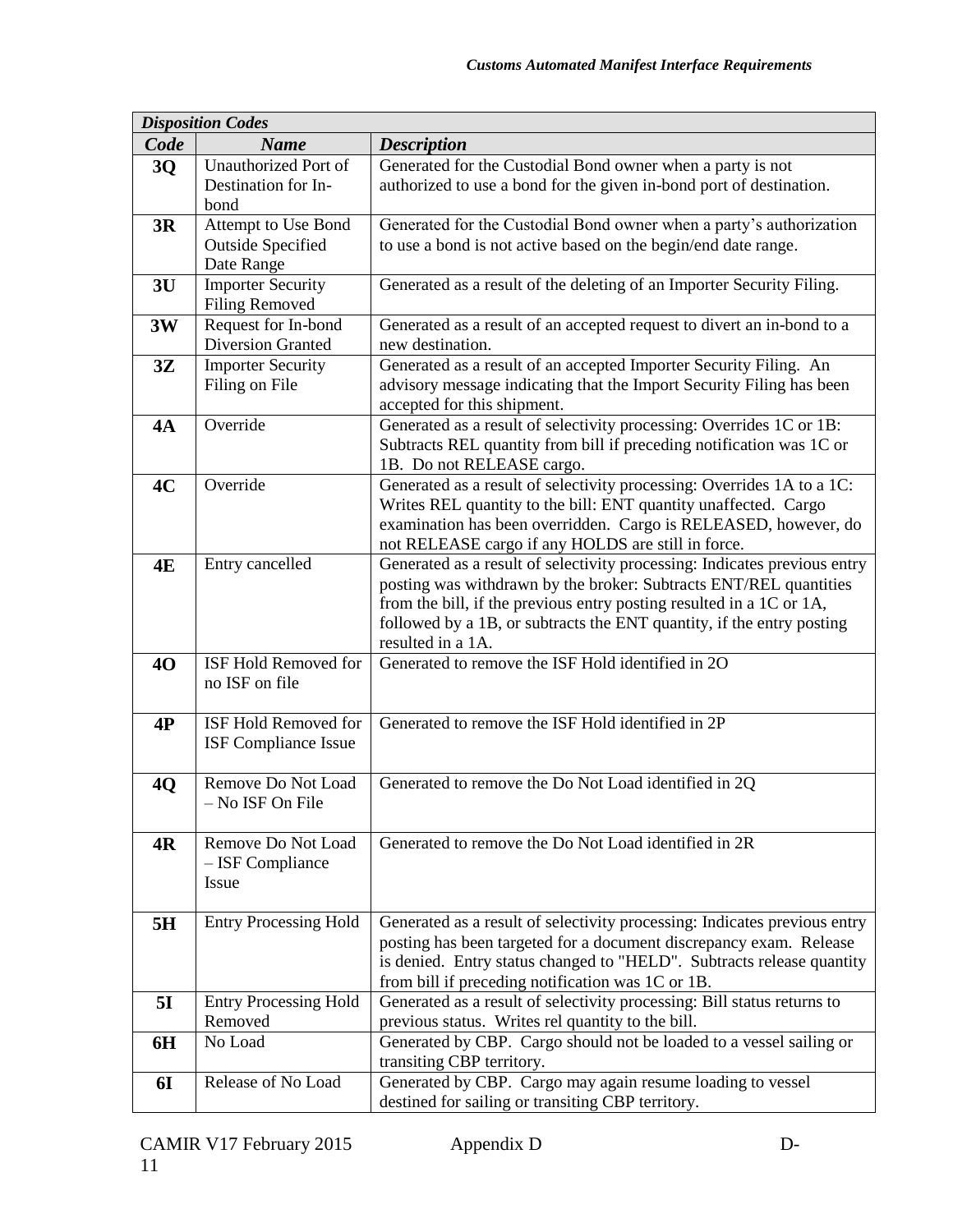| *Disposition Codes* | | |
|---|---|---|
| ***Code*** | ***Name*** | ***Description*** |
| **3Q** | Unauthorized Port of Destination for In-bond | Generated for the Custodial Bond owner when a party is not authorized to use a bond for the given in-bond port of destination. |
| **3R** | Attempt to Use Bond Outside Specified Date Range | Generated for the Custodial Bond owner when a party's authorization to use a bond is not active based on the begin/end date range. |
| **3U** | Importer Security Filing Removed | Generated as a result of the deleting of an Importer Security Filing. |
| **3W** | Request for In-bond Diversion Granted | Generated as a result of an accepted request to divert an in-bond to a new destination. |
| **3Z** | Importer Security Filing on File | Generated as a result of an accepted Importer Security Filing. An advisory message indicating that the Import Security Filing has been accepted for this shipment. |
| **4A** | Override | Generated as a result of selectivity processing: Overrides 1C or 1B: Subtracts REL quantity from bill if preceding notification was 1C or 1B. Do not RELEASE cargo. |
| **4C** | Override | Generated as a result of selectivity processing: Overrides 1A to a 1C: Writes REL quantity to the bill: ENT quantity unaffected. Cargo examination has been overridden. Cargo is RELEASED, however, do not RELEASE cargo if any HOLDS are still in force. |
| **4E** | Entry cancelled | Generated as a result of selectivity processing: Indicates previous entry posting was withdrawn by the broker: Subtracts ENT/REL quantities from the bill, if the previous entry posting resulted in a 1C or 1A, followed by a 1B, or subtracts the ENT quantity, if the entry posting resulted in a 1A. |
| **4O** | ISF Hold Removed for no ISF on file | Generated to remove the ISF Hold identified in 2O |
| **4P** | ISF Hold Removed for ISF Compliance Issue | Generated to remove the ISF Hold identified in 2P |
| **4Q** | Remove Do Not Load – No ISF On File | Generated to remove the Do Not Load identified in 2Q |
| **4R** | Remove Do Not Load – ISF Compliance Issue | Generated to remove the Do Not Load identified in 2R |
| **5H** | Entry Processing Hold | Generated as a result of selectivity processing: Indicates previous entry posting has been targeted for a document discrepancy exam. Release is denied. Entry status changed to "HELD". Subtracts release quantity from bill if preceding notification was 1C or 1B. |
| **5I** | Entry Processing Hold Removed | Generated as a result of selectivity processing: Bill status returns to previous status. Writes rel quantity to the bill. |
| **6H** | No Load | Generated by CBP. Cargo should not be loaded to a vessel sailing or transiting CBP territory. |
| **6I** | Release of No Load | Generated by CBP. Cargo may again resume loading to vessel destined for sailing or transiting CBP territory. |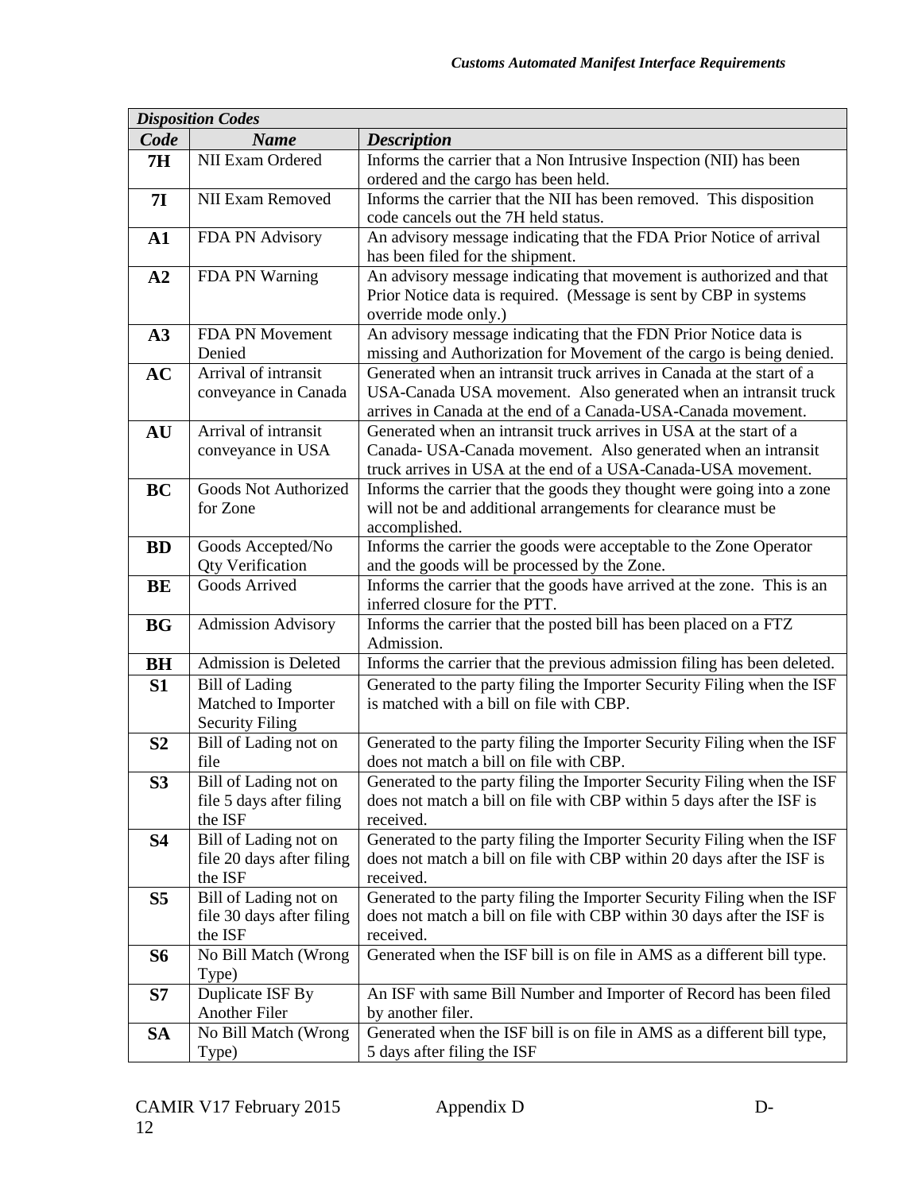| *Disposition Codes* | | |
|---|---|---|
| ***Code*** | ***Name*** | ***Description*** |
| **7H** | NII Exam Ordered | Informs the carrier that a Non Intrusive Inspection (NII) has been ordered and the cargo has been held. |
| **7I** | NII Exam Removed | Informs the carrier that the NII has been removed. This disposition code cancels out the 7H held status. |
| **A1** | FDA PN Advisory | An advisory message indicating that the FDA Prior Notice of arrival has been filed for the shipment. |
| **A2** | FDA PN Warning | An advisory message indicating that movement is authorized and that Prior Notice data is required. (Message is sent by CBP in systems override mode only.) |
| **A3** | FDA PN Movement Denied | An advisory message indicating that the FDN Prior Notice data is missing and Authorization for Movement of the cargo is being denied. |
| **AC** | Arrival of intransit conveyance in Canada | Generated when an intransit truck arrives in Canada at the start of a USA-Canada USA movement. Also generated when an intransit truck arrives in Canada at the end of a Canada-USA-Canada movement. |
| **AU** | Arrival of intransit conveyance in USA | Generated when an intransit truck arrives in USA at the start of a Canada- USA-Canada movement. Also generated when an intransit truck arrives in USA at the end of a USA-Canada-USA movement. |
| **BC** | Goods Not Authorized for Zone | Informs the carrier that the goods they thought were going into a zone will not be and additional arrangements for clearance must be accomplished. |
| **BD** | Goods Accepted/No Qty Verification | Informs the carrier the goods were acceptable to the Zone Operator and the goods will be processed by the Zone. |
| **BE** | Goods Arrived | Informs the carrier that the goods have arrived at the zone. This is an inferred closure for the PTT. |
| **BG** | Admission Advisory | Informs the carrier that the posted bill has been placed on a FTZ Admission. |
| **BH** | Admission is Deleted | Informs the carrier that the previous admission filing has been deleted. |
| **S1** | Bill of Lading Matched to Importer Security Filing | Generated to the party filing the Importer Security Filing when the ISF is matched with a bill on file with CBP. |
| **S2** | Bill of Lading not on file | Generated to the party filing the Importer Security Filing when the ISF does not match a bill on file with CBP. |
| **S3** | Bill of Lading not on file 5 days after filing the ISF | Generated to the party filing the Importer Security Filing when the ISF does not match a bill on file with CBP within 5 days after the ISF is received. |
| **S4** | Bill of Lading not on file 20 days after filing the ISF | Generated to the party filing the Importer Security Filing when the ISF does not match a bill on file with CBP within 20 days after the ISF is received. |
| **S5** | Bill of Lading not on file 30 days after filing the ISF | Generated to the party filing the Importer Security Filing when the ISF does not match a bill on file with CBP within 30 days after the ISF is received. |
| **S6** | No Bill Match (Wrong Type) | Generated when the ISF bill is on file in AMS as a different bill type. |
| **S7** | Duplicate ISF By Another Filer | An ISF with same Bill Number and Importer of Record has been filed by another filer. |
| **SA** | No Bill Match (Wrong Type) | Generated when the ISF bill is on file in AMS as a different bill type, 5 days after filing the ISF |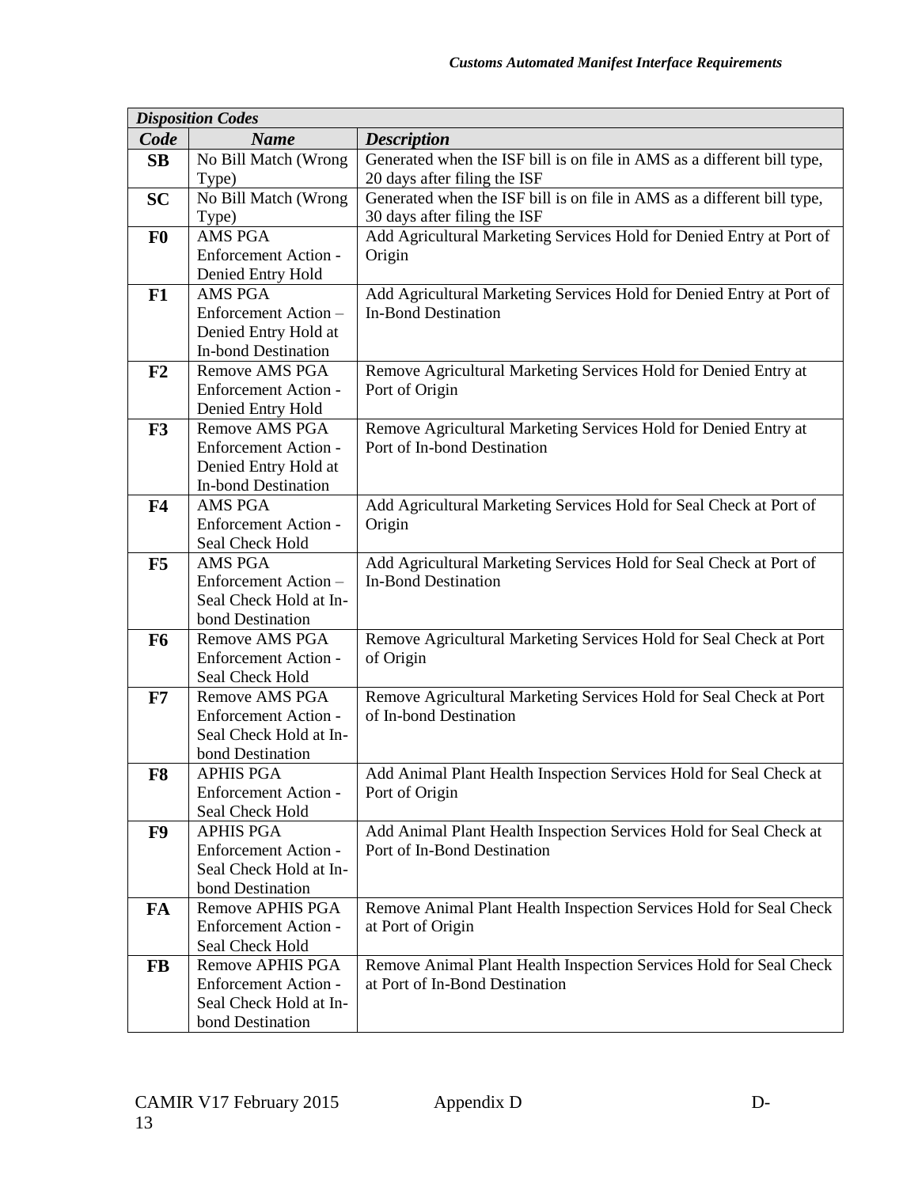| *Disposition Codes* | | |
|---|---|---|
| ***Code*** | ***Name*** | ***Description*** |
| **SB** | No Bill Match (Wrong Type) | Generated when the ISF bill is on file in AMS as a different bill type, 20 days after filing the ISF |
| **SC** | No Bill Match (Wrong Type) | Generated when the ISF bill is on file in AMS as a different bill type, 30 days after filing the ISF |
| **F0** | AMS PGA Enforcement Action - Denied Entry Hold | Add Agricultural Marketing Services Hold for Denied Entry at Port of Origin |
| **F1** | AMS PGA Enforcement Action – Denied Entry Hold at In-bond Destination | Add Agricultural Marketing Services Hold for Denied Entry at Port of In-Bond Destination |
| **F2** | Remove AMS PGA Enforcement Action - Denied Entry Hold | Remove Agricultural Marketing Services Hold for Denied Entry at Port of Origin |
| **F3** | Remove AMS PGA Enforcement Action - Denied Entry Hold at In-bond Destination | Remove Agricultural Marketing Services Hold for Denied Entry at Port of In-bond Destination |
| **F4** | AMS PGA Enforcement Action - Seal Check Hold | Add Agricultural Marketing Services Hold for Seal Check at Port of Origin |
| **F5** | AMS PGA Enforcement Action – Seal Check Hold at In-bond Destination | Add Agricultural Marketing Services Hold for Seal Check at Port of In-Bond Destination |
| **F6** | Remove AMS PGA Enforcement Action - Seal Check Hold | Remove Agricultural Marketing Services Hold for Seal Check at Port of Origin |
| **F7** | Remove AMS PGA Enforcement Action - Seal Check Hold at In-bond Destination | Remove Agricultural Marketing Services Hold for Seal Check at Port of In-bond Destination |
| **F8** | APHIS PGA Enforcement Action - Seal Check Hold | Add Animal Plant Health Inspection Services Hold for Seal Check at Port of Origin |
| **F9** | APHIS PGA Enforcement Action - Seal Check Hold at In-bond Destination | Add Animal Plant Health Inspection Services Hold for Seal Check at Port of In-Bond Destination |
| **FA** | Remove APHIS PGA Enforcement Action - Seal Check Hold | Remove Animal Plant Health Inspection Services Hold for Seal Check at Port of Origin |
| **FB** | Remove APHIS PGA Enforcement Action - Seal Check Hold at In-bond Destination | Remove Animal Plant Health Inspection Services Hold for Seal Check at Port of In-Bond Destination |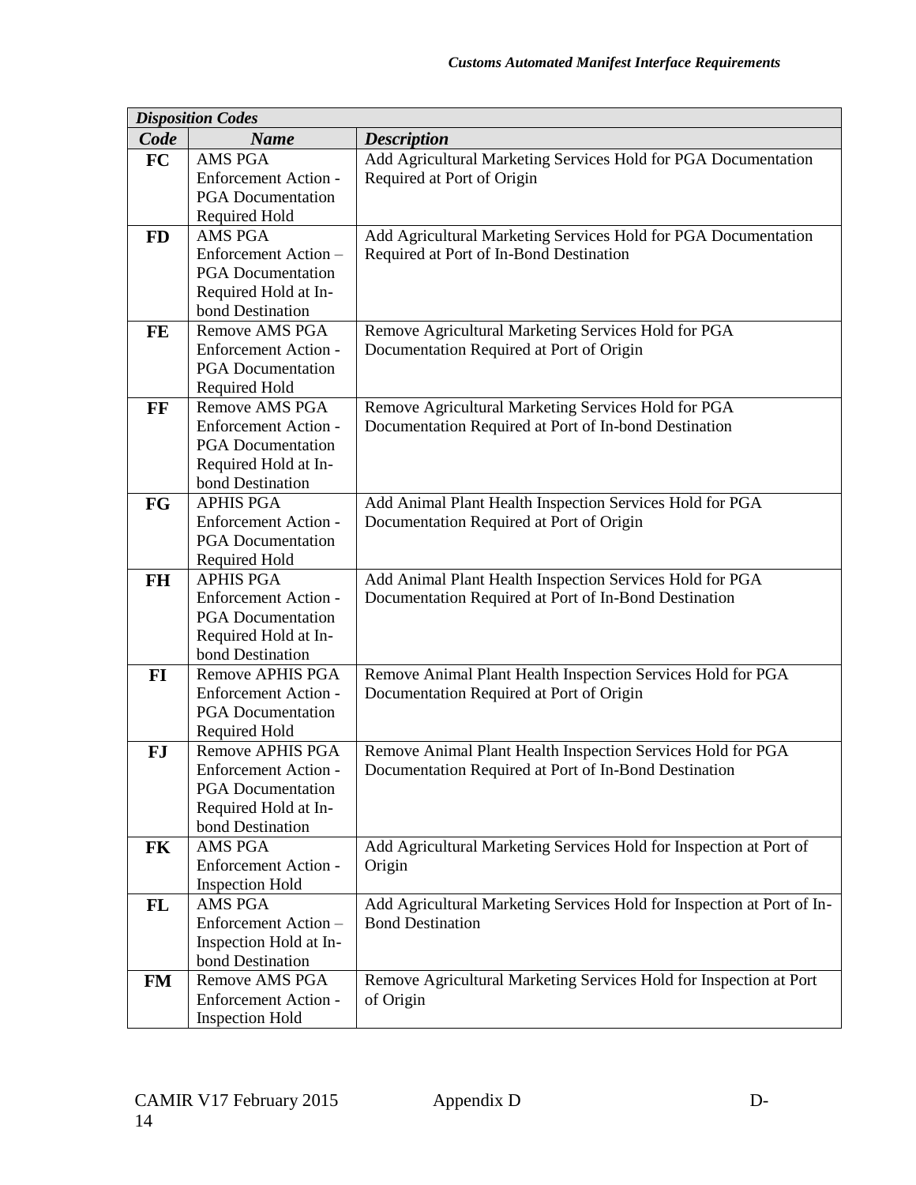| *Disposition Codes* | | |
|---|---|---|
| ***Code*** | ***Name*** | ***Description*** |
| **FC** | AMS PGA Enforcement Action - PGA Documentation Required Hold | Add Agricultural Marketing Services Hold for PGA Documentation Required at Port of Origin |
| **FD** | AMS PGA Enforcement Action – PGA Documentation Required Hold at In-bond Destination | Add Agricultural Marketing Services Hold for PGA Documentation Required at Port of In-Bond Destination |
| **FE** | Remove AMS PGA Enforcement Action - PGA Documentation Required Hold | Remove Agricultural Marketing Services Hold for PGA Documentation Required at Port of Origin |
| **FF** | Remove AMS PGA Enforcement Action - PGA Documentation Required Hold at In-bond Destination | Remove Agricultural Marketing Services Hold for PGA Documentation Required at Port of In-bond Destination |
| **FG** | APHIS PGA Enforcement Action - PGA Documentation Required Hold | Add Animal Plant Health Inspection Services Hold for PGA Documentation Required at Port of Origin |
| **FH** | APHIS PGA Enforcement Action - PGA Documentation Required Hold at In-bond Destination | Add Animal Plant Health Inspection Services Hold for PGA Documentation Required at Port of In-Bond Destination |
| **FI** | Remove APHIS PGA Enforcement Action - PGA Documentation Required Hold | Remove Animal Plant Health Inspection Services Hold for PGA Documentation Required at Port of Origin |
| **FJ** | Remove APHIS PGA Enforcement Action - PGA Documentation Required Hold at In-bond Destination | Remove Animal Plant Health Inspection Services Hold for PGA Documentation Required at Port of In-Bond Destination |
| **FK** | AMS PGA Enforcement Action - Inspection Hold | Add Agricultural Marketing Services Hold for Inspection at Port of Origin |
| **FL** | AMS PGA Enforcement Action – Inspection Hold at In-bond Destination | Add Agricultural Marketing Services Hold for Inspection at Port of In-Bond Destination |
| **FM** | Remove AMS PGA Enforcement Action - Inspection Hold | Remove Agricultural Marketing Services Hold for Inspection at Port of Origin |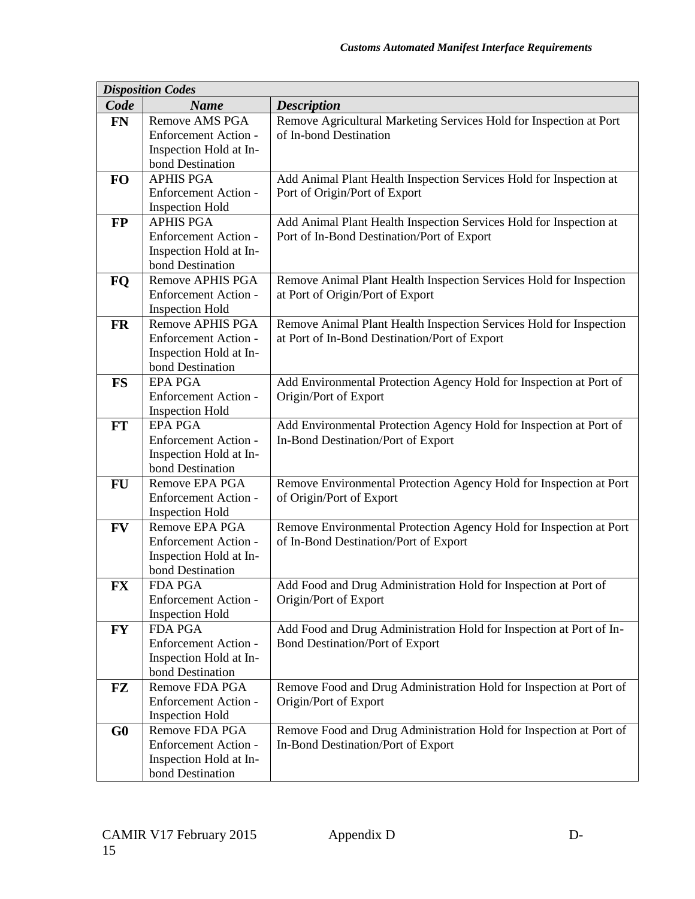| *Disposition Codes* | | |
|---|---|---|
| ***Code*** | ***Name*** | ***Description*** |
| **FN** | Remove AMS PGA Enforcement Action - Inspection Hold at In-bond Destination | Remove Agricultural Marketing Services Hold for Inspection at Port of In-bond Destination |
| **FO** | APHIS PGA Enforcement Action - Inspection Hold | Add Animal Plant Health Inspection Services Hold for Inspection at Port of Origin/Port of Export |
| **FP** | APHIS PGA Enforcement Action - Inspection Hold at In-bond Destination | Add Animal Plant Health Inspection Services Hold for Inspection at Port of In-Bond Destination/Port of Export |
| **FQ** | Remove APHIS PGA Enforcement Action - Inspection Hold | Remove Animal Plant Health Inspection Services Hold for Inspection at Port of Origin/Port of Export |
| **FR** | Remove APHIS PGA Enforcement Action - Inspection Hold at In-bond Destination | Remove Animal Plant Health Inspection Services Hold for Inspection at Port of In-Bond Destination/Port of Export |
| **FS** | EPA PGA Enforcement Action - Inspection Hold | Add Environmental Protection Agency Hold for Inspection at Port of Origin/Port of Export |
| **FT** | EPA PGA Enforcement Action - Inspection Hold at In-bond Destination | Add Environmental Protection Agency Hold for Inspection at Port of In-Bond Destination/Port of Export |
| **FU** | Remove EPA PGA Enforcement Action - Inspection Hold | Remove Environmental Protection Agency Hold for Inspection at Port of Origin/Port of Export |
| **FV** | Remove EPA PGA Enforcement Action - Inspection Hold at In-bond Destination | Remove Environmental Protection Agency Hold for Inspection at Port of In-Bond Destination/Port of Export |
| **FX** | FDA PGA Enforcement Action - Inspection Hold | Add Food and Drug Administration Hold for Inspection at Port of Origin/Port of Export |
| **FY** | FDA PGA Enforcement Action - Inspection Hold at In-bond Destination | Add Food and Drug Administration Hold for Inspection at Port of In-Bond Destination/Port of Export |
| **FZ** | Remove FDA PGA Enforcement Action - Inspection Hold | Remove Food and Drug Administration Hold for Inspection at Port of Origin/Port of Export |
| **G0** | Remove FDA PGA Enforcement Action - Inspection Hold at In-bond Destination | Remove Food and Drug Administration Hold for Inspection at Port of In-Bond Destination/Port of Export |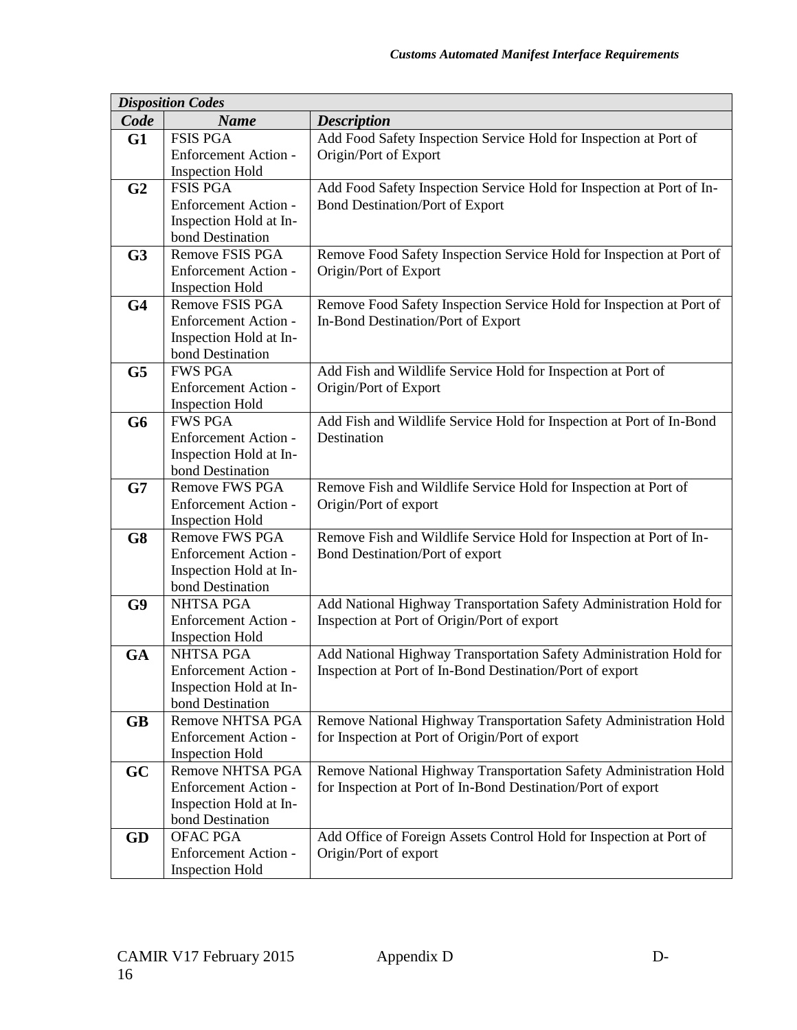| *Disposition Codes* | | |
|---|---|---|
| ***Code*** | ***Name*** | ***Description*** |
| **G1** | FSIS PGA Enforcement Action - Inspection Hold | Add Food Safety Inspection Service Hold for Inspection at Port of Origin/Port of Export |
| **G2** | FSIS PGA Enforcement Action - Inspection Hold at In-bond Destination | Add Food Safety Inspection Service Hold for Inspection at Port of In-Bond Destination/Port of Export |
| **G3** | Remove FSIS PGA Enforcement Action - Inspection Hold | Remove Food Safety Inspection Service Hold for Inspection at Port of Origin/Port of Export |
| **G4** | Remove FSIS PGA Enforcement Action - Inspection Hold at In-bond Destination | Remove Food Safety Inspection Service Hold for Inspection at Port of In-Bond Destination/Port of Export |
| **G5** | FWS PGA Enforcement Action - Inspection Hold | Add Fish and Wildlife Service Hold for Inspection at Port of Origin/Port of Export |
| **G6** | FWS PGA Enforcement Action - Inspection Hold at In-bond Destination | Add Fish and Wildlife Service Hold for Inspection at Port of In-Bond Destination |
| **G7** | Remove FWS PGA Enforcement Action - Inspection Hold | Remove Fish and Wildlife Service Hold for Inspection at Port of Origin/Port of export |
| **G8** | Remove FWS PGA Enforcement Action - Inspection Hold at In-bond Destination | Remove Fish and Wildlife Service Hold for Inspection at Port of In-Bond Destination/Port of export |
| **G9** | NHTSA PGA Enforcement Action - Inspection Hold | Add National Highway Transportation Safety Administration Hold for Inspection at Port of Origin/Port of export |
| **GA** | NHTSA PGA Enforcement Action - Inspection Hold at In-bond Destination | Add National Highway Transportation Safety Administration Hold for Inspection at Port of In-Bond Destination/Port of export |
| **GB** | Remove NHTSA PGA Enforcement Action - Inspection Hold | Remove National Highway Transportation Safety Administration Hold for Inspection at Port of Origin/Port of export |
| **GC** | Remove NHTSA PGA Enforcement Action - Inspection Hold at In-bond Destination | Remove National Highway Transportation Safety Administration Hold for Inspection at Port of In-Bond Destination/Port of export |
| **GD** | OFAC PGA Enforcement Action - Inspection Hold | Add Office of Foreign Assets Control Hold for Inspection at Port of Origin/Port of export |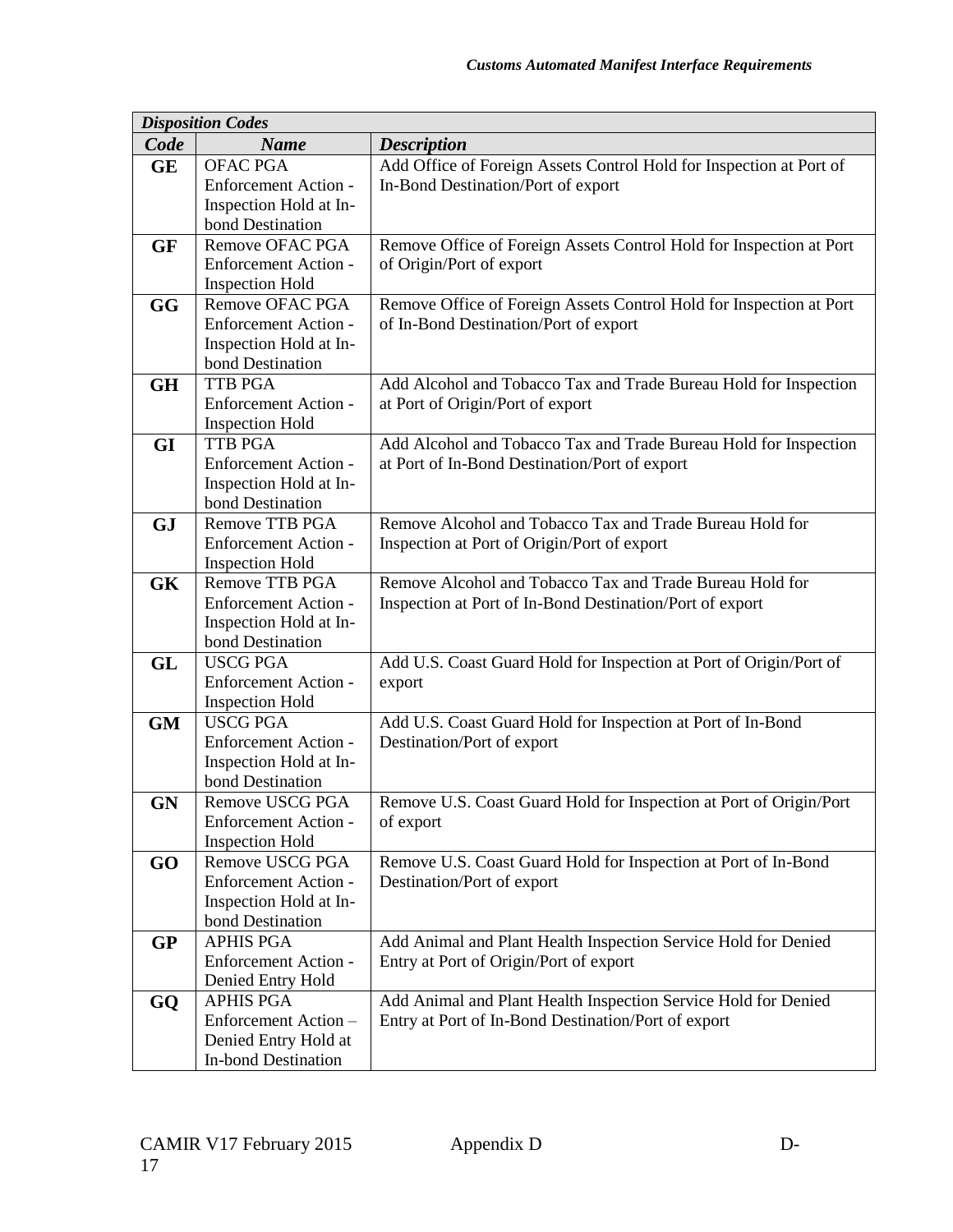| *Disposition Codes* | | |
|---|---|---|
| ***Code*** | ***Name*** | ***Description*** |
| **GE** | OFAC PGA Enforcement Action - Inspection Hold at In-bond Destination | Add Office of Foreign Assets Control Hold for Inspection at Port of In-Bond Destination/Port of export |
| **GF** | Remove OFAC PGA Enforcement Action - Inspection Hold | Remove Office of Foreign Assets Control Hold for Inspection at Port of Origin/Port of export |
| **GG** | Remove OFAC PGA Enforcement Action - Inspection Hold at In-bond Destination | Remove Office of Foreign Assets Control Hold for Inspection at Port of In-Bond Destination/Port of export |
| **GH** | TTB PGA Enforcement Action - Inspection Hold | Add Alcohol and Tobacco Tax and Trade Bureau Hold for Inspection at Port of Origin/Port of export |
| **GI** | TTB PGA Enforcement Action - Inspection Hold at In-bond Destination | Add Alcohol and Tobacco Tax and Trade Bureau Hold for Inspection at Port of In-Bond Destination/Port of export |
| **GJ** | Remove TTB PGA Enforcement Action - Inspection Hold | Remove Alcohol and Tobacco Tax and Trade Bureau Hold for Inspection at Port of Origin/Port of export |
| **GK** | Remove TTB PGA Enforcement Action - Inspection Hold at In-bond Destination | Remove Alcohol and Tobacco Tax and Trade Bureau Hold for Inspection at Port of In-Bond Destination/Port of export |
| **GL** | USCG PGA Enforcement Action - Inspection Hold | Add U.S. Coast Guard Hold for Inspection at Port of Origin/Port of export |
| **GM** | USCG PGA Enforcement Action - Inspection Hold at In-bond Destination | Add U.S. Coast Guard Hold for Inspection at Port of In-Bond Destination/Port of export |
| **GN** | Remove USCG PGA Enforcement Action - Inspection Hold | Remove U.S. Coast Guard Hold for Inspection at Port of Origin/Port of export |
| **GO** | Remove USCG PGA Enforcement Action - Inspection Hold at In-bond Destination | Remove U.S. Coast Guard Hold for Inspection at Port of In-Bond Destination/Port of export |
| **GP** | APHIS PGA Enforcement Action - Denied Entry Hold | Add Animal and Plant Health Inspection Service Hold for Denied Entry at Port of Origin/Port of export |
| **GQ** | APHIS PGA Enforcement Action – Denied Entry Hold at In-bond Destination | Add Animal and Plant Health Inspection Service Hold for Denied Entry at Port of In-Bond Destination/Port of export |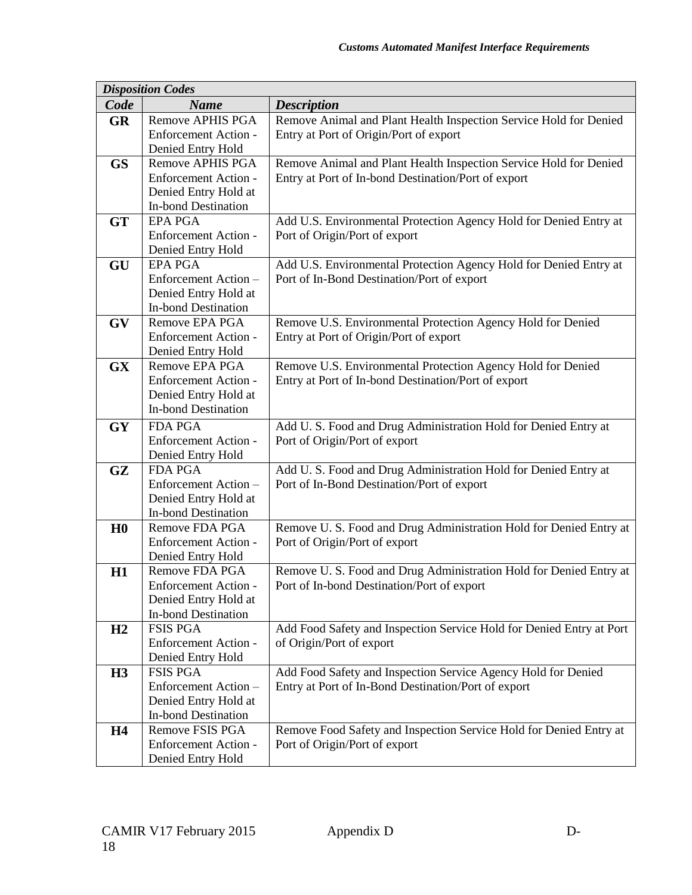| *Disposition Codes* | | |
|---|---|---|
| ***Code*** | ***Name*** | ***Description*** |
| **GR** | Remove APHIS PGA Enforcement Action - Denied Entry Hold | Remove Animal and Plant Health Inspection Service Hold for Denied Entry at Port of Origin/Port of export |
| **GS** | Remove APHIS PGA Enforcement Action - Denied Entry Hold at In-bond Destination | Remove Animal and Plant Health Inspection Service Hold for Denied Entry at Port of In-bond Destination/Port of export |
| **GT** | EPA PGA Enforcement Action - Denied Entry Hold | Add U.S. Environmental Protection Agency Hold for Denied Entry at Port of Origin/Port of export |
| **GU** | EPA PGA Enforcement Action – Denied Entry Hold at In-bond Destination | Add U.S. Environmental Protection Agency Hold for Denied Entry at Port of In-Bond Destination/Port of export |
| **GV** | Remove EPA PGA Enforcement Action - Denied Entry Hold | Remove U.S. Environmental Protection Agency Hold for Denied Entry at Port of Origin/Port of export |
| **GX** | Remove EPA PGA Enforcement Action - Denied Entry Hold at In-bond Destination | Remove U.S. Environmental Protection Agency Hold for Denied Entry at Port of In-bond Destination/Port of export |
| **GY** | FDA PGA Enforcement Action - Denied Entry Hold | Add U. S. Food and Drug Administration Hold for Denied Entry at Port of Origin/Port of export |
| **GZ** | FDA PGA Enforcement Action – Denied Entry Hold at In-bond Destination | Add U. S. Food and Drug Administration Hold for Denied Entry at Port of In-Bond Destination/Port of export |
| **H0** | Remove FDA PGA Enforcement Action - Denied Entry Hold | Remove U. S. Food and Drug Administration Hold for Denied Entry at Port of Origin/Port of export |
| **H1** | Remove FDA PGA Enforcement Action - Denied Entry Hold at In-bond Destination | Remove U. S. Food and Drug Administration Hold for Denied Entry at Port of In-bond Destination/Port of export |
| **H2** | FSIS PGA Enforcement Action - Denied Entry Hold | Add Food Safety and Inspection Service Hold for Denied Entry at Port of Origin/Port of export |
| **H3** | FSIS PGA Enforcement Action – Denied Entry Hold at In-bond Destination | Add Food Safety and Inspection Service Agency Hold for Denied Entry at Port of In-Bond Destination/Port of export |
| **H4** | Remove FSIS PGA Enforcement Action - Denied Entry Hold | Remove Food Safety and Inspection Service Hold for Denied Entry at Port of Origin/Port of export |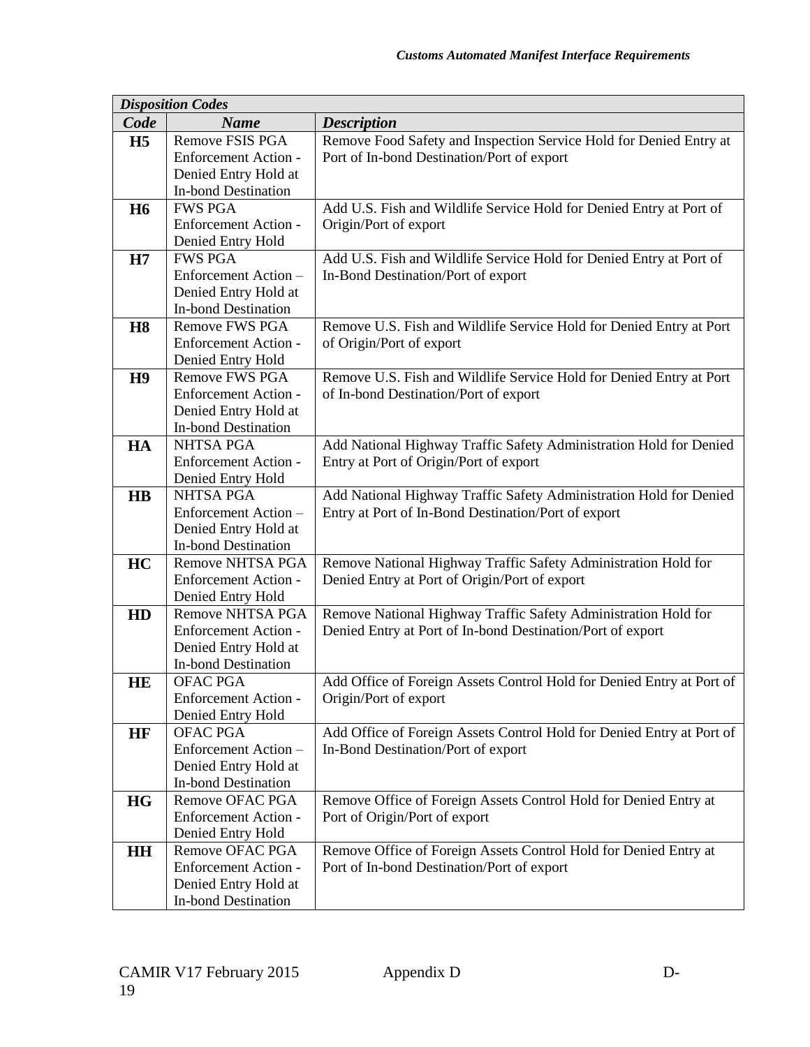| *Disposition Codes* | | |
|---|---|---|
| ***Code*** | ***Name*** | ***Description*** |
| **H5** | Remove FSIS PGA Enforcement Action - Denied Entry Hold at In-bond Destination | Remove Food Safety and Inspection Service Hold for Denied Entry at Port of In-bond Destination/Port of export |
| **H6** | FWS PGA Enforcement Action - Denied Entry Hold | Add U.S. Fish and Wildlife Service Hold for Denied Entry at Port of Origin/Port of export |
| **H7** | FWS PGA Enforcement Action – Denied Entry Hold at In-bond Destination | Add U.S. Fish and Wildlife Service Hold for Denied Entry at Port of In-Bond Destination/Port of export |
| **H8** | Remove FWS PGA Enforcement Action - Denied Entry Hold | Remove U.S. Fish and Wildlife Service Hold for Denied Entry at Port of Origin/Port of export |
| **H9** | Remove FWS PGA Enforcement Action - Denied Entry Hold at In-bond Destination | Remove U.S. Fish and Wildlife Service Hold for Denied Entry at Port of In-bond Destination/Port of export |
| **HA** | NHTSA PGA Enforcement Action - Denied Entry Hold | Add National Highway Traffic Safety Administration Hold for Denied Entry at Port of Origin/Port of export |
| **HB** | NHTSA PGA Enforcement Action – Denied Entry Hold at In-bond Destination | Add National Highway Traffic Safety Administration Hold for Denied Entry at Port of In-Bond Destination/Port of export |
| **HC** | Remove NHTSA PGA Enforcement Action - Denied Entry Hold | Remove National Highway Traffic Safety Administration Hold for Denied Entry at Port of Origin/Port of export |
| **HD** | Remove NHTSA PGA Enforcement Action - Denied Entry Hold at In-bond Destination | Remove National Highway Traffic Safety Administration Hold for Denied Entry at Port of In-bond Destination/Port of export |
| **HE** | OFAC PGA Enforcement Action - Denied Entry Hold | Add Office of Foreign Assets Control Hold for Denied Entry at Port of Origin/Port of export |
| **HF** | OFAC PGA Enforcement Action – Denied Entry Hold at In-bond Destination | Add Office of Foreign Assets Control Hold for Denied Entry at Port of In-Bond Destination/Port of export |
| **HG** | Remove OFAC PGA Enforcement Action - Denied Entry Hold | Remove Office of Foreign Assets Control Hold for Denied Entry at Port of Origin/Port of export |
| **HH** | Remove OFAC PGA Enforcement Action - Denied Entry Hold at In-bond Destination | Remove Office of Foreign Assets Control Hold for Denied Entry at Port of In-bond Destination/Port of export |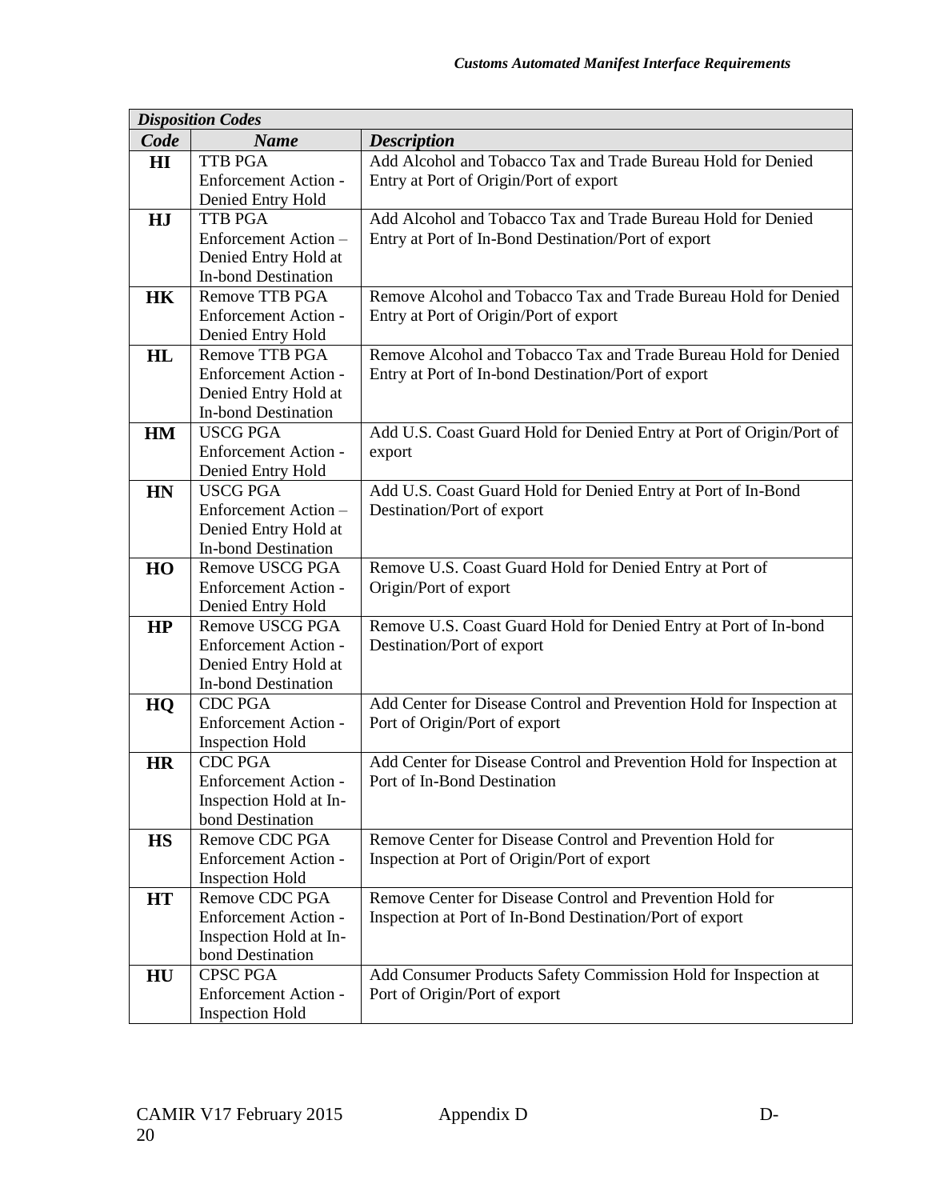| *Disposition Codes* | | |
|---|---|---|
| ***Code*** | ***Name*** | ***Description*** |
| **HI** | TTB PGA Enforcement Action - Denied Entry Hold | Add Alcohol and Tobacco Tax and Trade Bureau Hold for Denied Entry at Port of Origin/Port of export |
| **HJ** | TTB PGA Enforcement Action – Denied Entry Hold at In-bond Destination | Add Alcohol and Tobacco Tax and Trade Bureau Hold for Denied Entry at Port of In-Bond Destination/Port of export |
| **HK** | Remove TTB PGA Enforcement Action - Denied Entry Hold | Remove Alcohol and Tobacco Tax and Trade Bureau Hold for Denied Entry at Port of Origin/Port of export |
| **HL** | Remove TTB PGA Enforcement Action - Denied Entry Hold at In-bond Destination | Remove Alcohol and Tobacco Tax and Trade Bureau Hold for Denied Entry at Port of In-bond Destination/Port of export |
| **HM** | USCG PGA Enforcement Action - Denied Entry Hold | Add U.S. Coast Guard Hold for Denied Entry at Port of Origin/Port of export |
| **HN** | USCG PGA Enforcement Action – Denied Entry Hold at In-bond Destination | Add U.S. Coast Guard Hold for Denied Entry at Port of In-Bond Destination/Port of export |
| **HO** | Remove USCG PGA Enforcement Action - Denied Entry Hold | Remove U.S. Coast Guard Hold for Denied Entry at Port of Origin/Port of export |
| **HP** | Remove USCG PGA Enforcement Action - Denied Entry Hold at In-bond Destination | Remove U.S. Coast Guard Hold for Denied Entry at Port of In-bond Destination/Port of export |
| **HQ** | CDC PGA Enforcement Action - Inspection Hold | Add Center for Disease Control and Prevention Hold for Inspection at Port of Origin/Port of export |
| **HR** | CDC PGA Enforcement Action - Inspection Hold at In-bond Destination | Add Center for Disease Control and Prevention Hold for Inspection at Port of In-Bond Destination |
| **HS** | Remove CDC PGA Enforcement Action - Inspection Hold | Remove Center for Disease Control and Prevention Hold for Inspection at Port of Origin/Port of export |
| **HT** | Remove CDC PGA Enforcement Action - Inspection Hold at In-bond Destination | Remove Center for Disease Control and Prevention Hold for Inspection at Port of In-Bond Destination/Port of export |
| **HU** | CPSC PGA Enforcement Action - Inspection Hold | Add Consumer Products Safety Commission Hold for Inspection at Port of Origin/Port of export |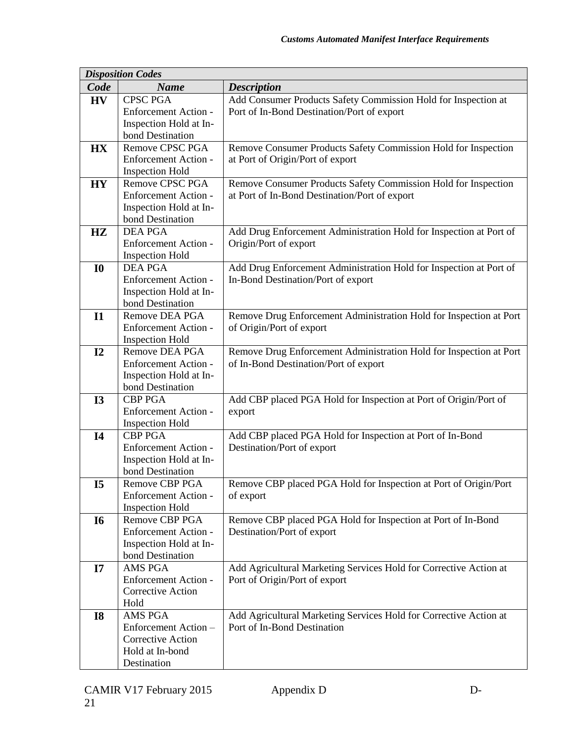| *Disposition Codes* | | |
|---|---|---|
| ***Code*** | ***Name*** | ***Description*** |
| **HV** | CPSC PGA Enforcement Action - Inspection Hold at In-bond Destination | Add Consumer Products Safety Commission Hold for Inspection at Port of In-Bond Destination/Port of export |
| **HX** | Remove CPSC PGA Enforcement Action - Inspection Hold | Remove Consumer Products Safety Commission Hold for Inspection at Port of Origin/Port of export |
| **HY** | Remove CPSC PGA Enforcement Action - Inspection Hold at In-bond Destination | Remove Consumer Products Safety Commission Hold for Inspection at Port of In-Bond Destination/Port of export |
| **HZ** | DEA PGA Enforcement Action - Inspection Hold | Add Drug Enforcement Administration Hold for Inspection at Port of Origin/Port of export |
| **I0** | DEA PGA Enforcement Action - Inspection Hold at In-bond Destination | Add Drug Enforcement Administration Hold for Inspection at Port of In-Bond Destination/Port of export |
| **I1** | Remove DEA PGA Enforcement Action - Inspection Hold | Remove Drug Enforcement Administration Hold for Inspection at Port of Origin/Port of export |
| **I2** | Remove DEA PGA Enforcement Action - Inspection Hold at In-bond Destination | Remove Drug Enforcement Administration Hold for Inspection at Port of In-Bond Destination/Port of export |
| **I3** | CBP PGA Enforcement Action - Inspection Hold | Add CBP placed PGA Hold for Inspection at Port of Origin/Port of export |
| **I4** | CBP PGA Enforcement Action - Inspection Hold at In-bond Destination | Add CBP placed PGA Hold for Inspection at Port of In-Bond Destination/Port of export |
| **I5** | Remove CBP PGA Enforcement Action - Inspection Hold | Remove CBP placed PGA Hold for Inspection at Port of Origin/Port of export |
| **I6** | Remove CBP PGA Enforcement Action - Inspection Hold at In-bond Destination | Remove CBP placed PGA Hold for Inspection at Port of In-Bond Destination/Port of export |
| **I7** | AMS PGA Enforcement Action - Corrective Action Hold | Add Agricultural Marketing Services Hold for Corrective Action at Port of Origin/Port of export |
| **I8** | AMS PGA Enforcement Action – Corrective Action Hold at In-bond Destination | Add Agricultural Marketing Services Hold for Corrective Action at Port of In-Bond Destination |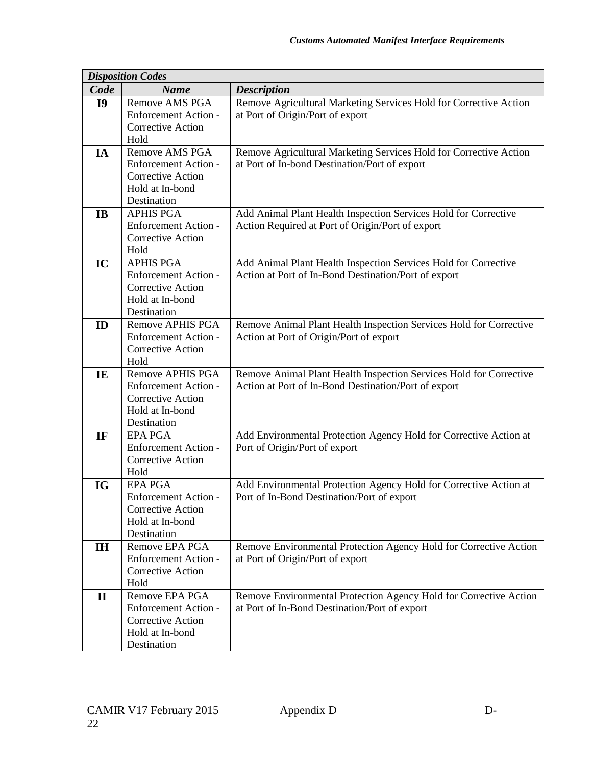| *Disposition Codes* | | |
|---|---|---|
| ***Code*** | ***Name*** | ***Description*** |
| **I9** | Remove AMS PGA Enforcement Action - Corrective Action Hold | Remove Agricultural Marketing Services Hold for Corrective Action at Port of Origin/Port of export |
| **IA** | Remove AMS PGA Enforcement Action - Corrective Action Hold at In-bond Destination | Remove Agricultural Marketing Services Hold for Corrective Action at Port of In-bond Destination/Port of export |
| **IB** | APHIS PGA Enforcement Action - Corrective Action Hold | Add Animal Plant Health Inspection Services Hold for Corrective Action Required at Port of Origin/Port of export |
| **IC** | APHIS PGA Enforcement Action - Corrective Action Hold at In-bond Destination | Add Animal Plant Health Inspection Services Hold for Corrective Action at Port of In-Bond Destination/Port of export |
| **ID** | Remove APHIS PGA Enforcement Action - Corrective Action Hold | Remove Animal Plant Health Inspection Services Hold for Corrective Action at Port of Origin/Port of export |
| **IE** | Remove APHIS PGA Enforcement Action - Corrective Action Hold at In-bond Destination | Remove Animal Plant Health Inspection Services Hold for Corrective Action at Port of In-Bond Destination/Port of export |
| **IF** | EPA PGA Enforcement Action - Corrective Action Hold | Add Environmental Protection Agency Hold for Corrective Action at Port of Origin/Port of export |
| **IG** | EPA PGA Enforcement Action - Corrective Action Hold at In-bond Destination | Add Environmental Protection Agency Hold for Corrective Action at Port of In-Bond Destination/Port of export |
| **IH** | Remove EPA PGA Enforcement Action - Corrective Action Hold | Remove Environmental Protection Agency Hold for Corrective Action at Port of Origin/Port of export |
| **II** | Remove EPA PGA Enforcement Action - Corrective Action Hold at In-bond Destination | Remove Environmental Protection Agency Hold for Corrective Action at Port of In-Bond Destination/Port of export |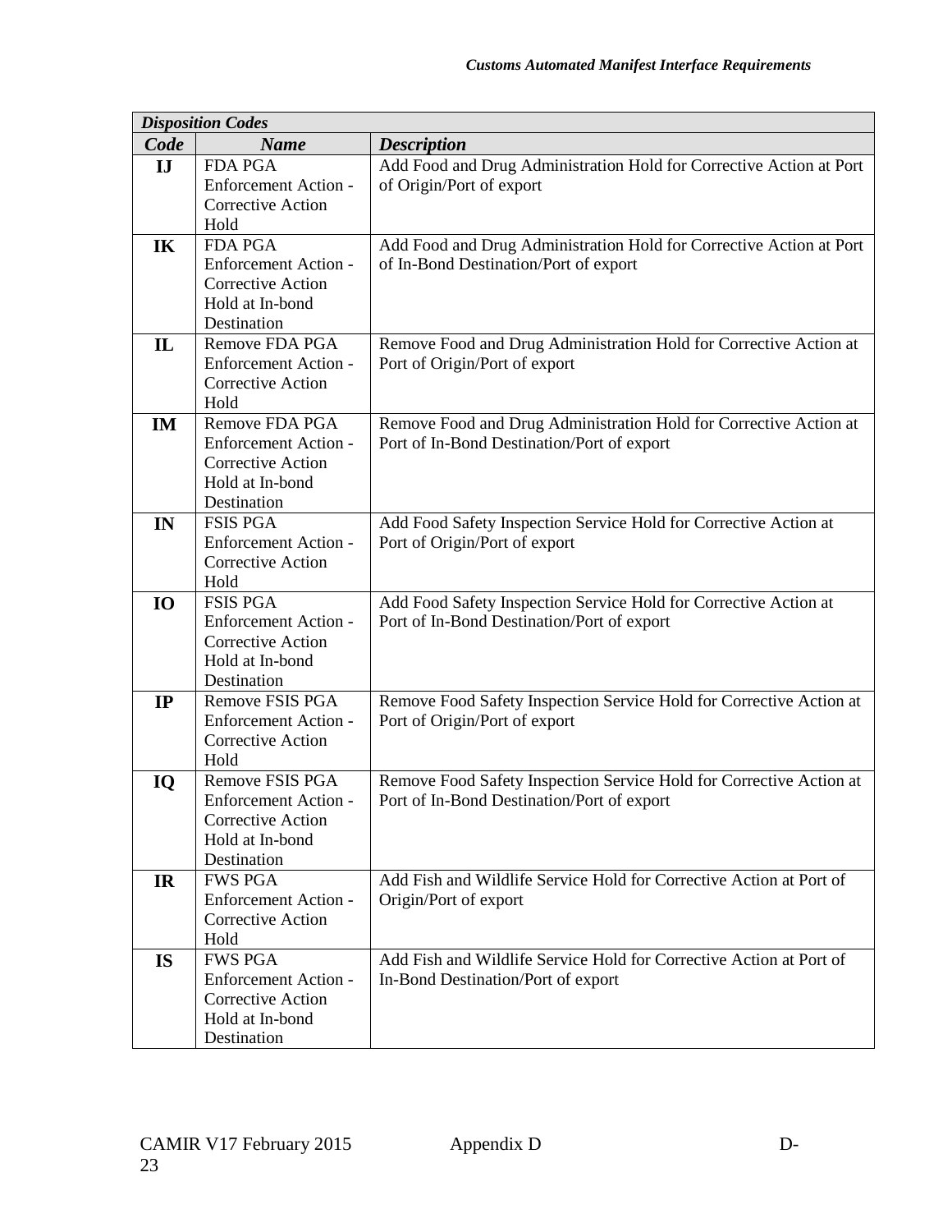| *Disposition Codes* | | |
|---|---|---|
| ***Code*** | ***Name*** | ***Description*** |
| **IJ** | FDA PGA Enforcement Action - Corrective Action Hold | Add Food and Drug Administration Hold for Corrective Action at Port of Origin/Port of export |
| **IK** | FDA PGA Enforcement Action - Corrective Action Hold at In-bond Destination | Add Food and Drug Administration Hold for Corrective Action at Port of In-Bond Destination/Port of export |
| **IL** | Remove FDA PGA Enforcement Action - Corrective Action Hold | Remove Food and Drug Administration Hold for Corrective Action at Port of Origin/Port of export |
| **IM** | Remove FDA PGA Enforcement Action - Corrective Action Hold at In-bond Destination | Remove Food and Drug Administration Hold for Corrective Action at Port of In-Bond Destination/Port of export |
| **IN** | FSIS PGA Enforcement Action - Corrective Action Hold | Add Food Safety Inspection Service Hold for Corrective Action at Port of Origin/Port of export |
| **IO** | FSIS PGA Enforcement Action - Corrective Action Hold at In-bond Destination | Add Food Safety Inspection Service Hold for Corrective Action at Port of In-Bond Destination/Port of export |
| **IP** | Remove FSIS PGA Enforcement Action - Corrective Action Hold | Remove Food Safety Inspection Service Hold for Corrective Action at Port of Origin/Port of export |
| **IQ** | Remove FSIS PGA Enforcement Action - Corrective Action Hold at In-bond Destination | Remove Food Safety Inspection Service Hold for Corrective Action at Port of In-Bond Destination/Port of export |
| **IR** | FWS PGA Enforcement Action - Corrective Action Hold | Add Fish and Wildlife Service Hold for Corrective Action at Port of Origin/Port of export |
| **IS** | FWS PGA Enforcement Action - Corrective Action Hold at In-bond Destination | Add Fish and Wildlife Service Hold for Corrective Action at Port of In-Bond Destination/Port of export |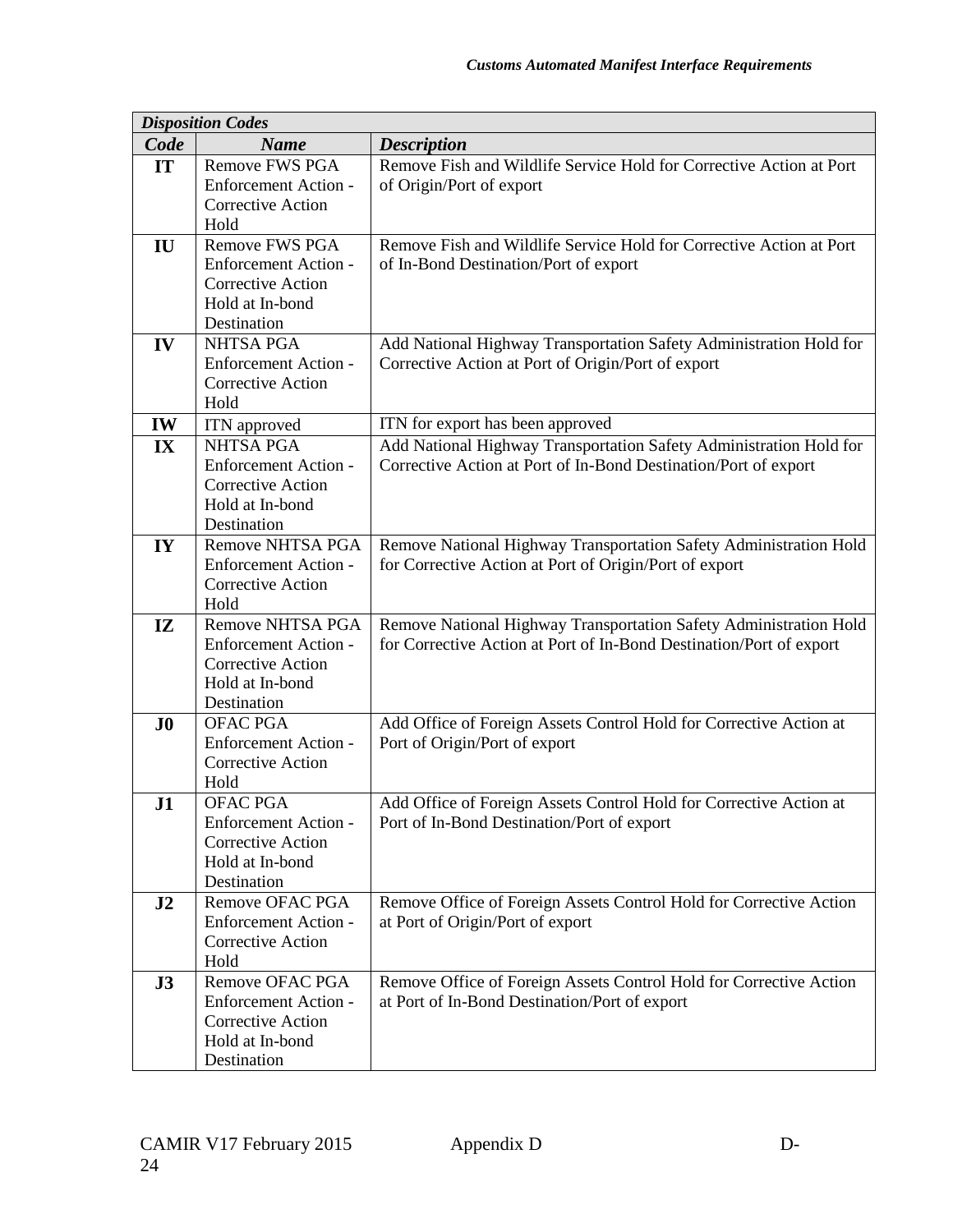| *Disposition Codes* | | |
|---|---|---|
| ***Code*** | ***Name*** | ***Description*** |
| **IT** | Remove FWS PGA Enforcement Action - Corrective Action Hold | Remove Fish and Wildlife Service Hold for Corrective Action at Port of Origin/Port of export |
| **IU** | Remove FWS PGA Enforcement Action - Corrective Action Hold at In-bond Destination | Remove Fish and Wildlife Service Hold for Corrective Action at Port of In-Bond Destination/Port of export |
| **IV** | NHTSA PGA Enforcement Action - Corrective Action Hold | Add National Highway Transportation Safety Administration Hold for Corrective Action at Port of Origin/Port of export |
| **IW** | ITN approved | ITN for export has been approved |
| **IX** | NHTSA PGA Enforcement Action - Corrective Action Hold at In-bond Destination | Add National Highway Transportation Safety Administration Hold for Corrective Action at Port of In-Bond Destination/Port of export |
| **IY** | Remove NHTSA PGA Enforcement Action - Corrective Action Hold | Remove National Highway Transportation Safety Administration Hold for Corrective Action at Port of Origin/Port of export |
| **IZ** | Remove NHTSA PGA Enforcement Action - Corrective Action Hold at In-bond Destination | Remove National Highway Transportation Safety Administration Hold for Corrective Action at Port of In-Bond Destination/Port of export |
| **J0** | OFAC PGA Enforcement Action - Corrective Action Hold | Add Office of Foreign Assets Control Hold for Corrective Action at Port of Origin/Port of export |
| **J1** | OFAC PGA Enforcement Action - Corrective Action Hold at In-bond Destination | Add Office of Foreign Assets Control Hold for Corrective Action at Port of In-Bond Destination/Port of export |
| **J2** | Remove OFAC PGA Enforcement Action - Corrective Action Hold | Remove Office of Foreign Assets Control Hold for Corrective Action at Port of Origin/Port of export |
| **J3** | Remove OFAC PGA Enforcement Action - Corrective Action Hold at In-bond Destination | Remove Office of Foreign Assets Control Hold for Corrective Action at Port of In-Bond Destination/Port of export |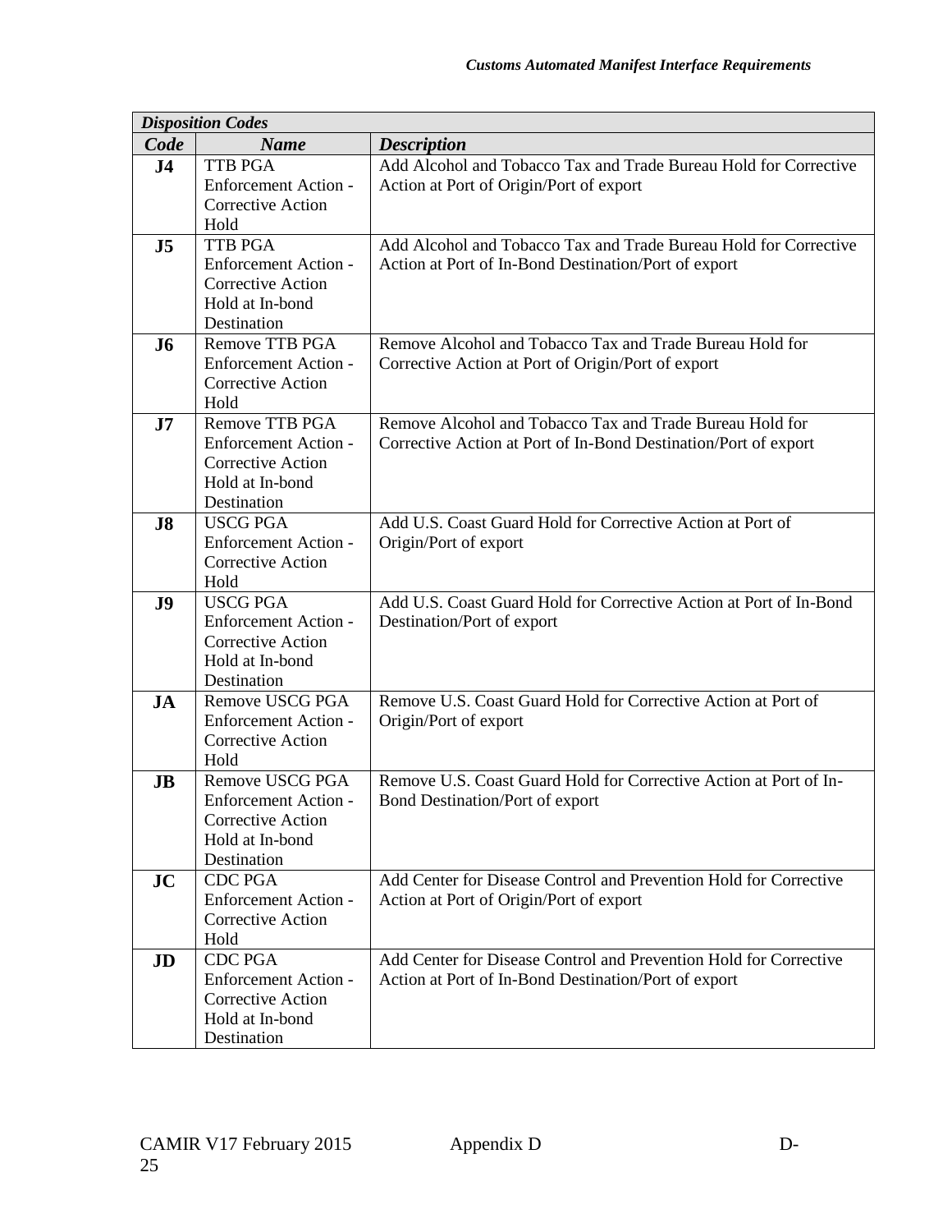| *Disposition Codes* | | |
|---|---|---|
| ***Code*** | ***Name*** | ***Description*** |
| **J4** | TTB PGA Enforcement Action - Corrective Action Hold | Add Alcohol and Tobacco Tax and Trade Bureau Hold for Corrective Action at Port of Origin/Port of export |
| **J5** | TTB PGA Enforcement Action - Corrective Action Hold at In-bond Destination | Add Alcohol and Tobacco Tax and Trade Bureau Hold for Corrective Action at Port of In-Bond Destination/Port of export |
| **J6** | Remove TTB PGA Enforcement Action - Corrective Action Hold | Remove Alcohol and Tobacco Tax and Trade Bureau Hold for Corrective Action at Port of Origin/Port of export |
| **J7** | Remove TTB PGA Enforcement Action - Corrective Action Hold at In-bond Destination | Remove Alcohol and Tobacco Tax and Trade Bureau Hold for Corrective Action at Port of In-Bond Destination/Port of export |
| **J8** | USCG PGA Enforcement Action - Corrective Action Hold | Add U.S. Coast Guard Hold for Corrective Action at Port of Origin/Port of export |
| **J9** | USCG PGA Enforcement Action - Corrective Action Hold at In-bond Destination | Add U.S. Coast Guard Hold for Corrective Action at Port of In-Bond Destination/Port of export |
| **JA** | Remove USCG PGA Enforcement Action - Corrective Action Hold | Remove U.S. Coast Guard Hold for Corrective Action at Port of Origin/Port of export |
| **JB** | Remove USCG PGA Enforcement Action - Corrective Action Hold at In-bond Destination | Remove U.S. Coast Guard Hold for Corrective Action at Port of In-Bond Destination/Port of export |
| **JC** | CDC PGA Enforcement Action - Corrective Action Hold | Add Center for Disease Control and Prevention Hold for Corrective Action at Port of Origin/Port of export |
| **JD** | CDC PGA Enforcement Action - Corrective Action Hold at In-bond Destination | Add Center for Disease Control and Prevention Hold for Corrective Action at Port of In-Bond Destination/Port of export |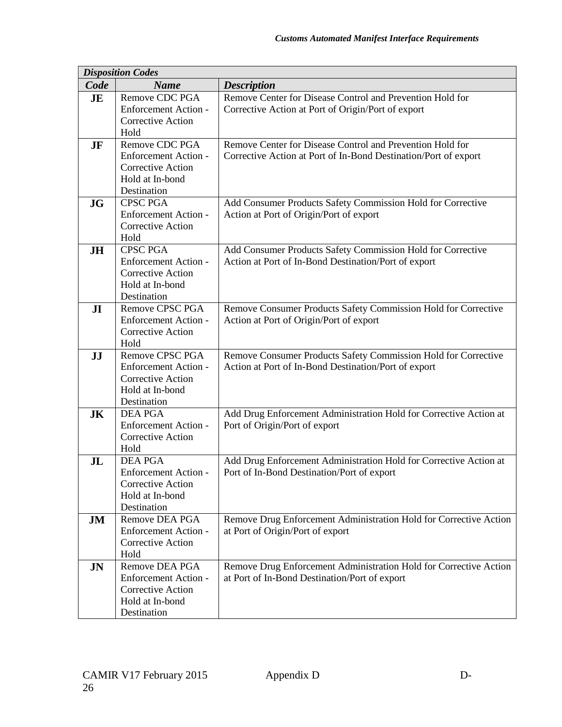| *Disposition Codes* | | |
|---|---|---|
| ***Code*** | ***Name*** | ***Description*** |
| **JE** | Remove CDC PGA Enforcement Action - Corrective Action Hold | Remove Center for Disease Control and Prevention Hold for Corrective Action at Port of Origin/Port of export |
| **JF** | Remove CDC PGA Enforcement Action - Corrective Action Hold at In-bond Destination | Remove Center for Disease Control and Prevention Hold for Corrective Action at Port of In-Bond Destination/Port of export |
| **JG** | CPSC PGA Enforcement Action - Corrective Action Hold | Add Consumer Products Safety Commission Hold for Corrective Action at Port of Origin/Port of export |
| **JH** | CPSC PGA Enforcement Action - Corrective Action Hold at In-bond Destination | Add Consumer Products Safety Commission Hold for Corrective Action at Port of In-Bond Destination/Port of export |
| **JI** | Remove CPSC PGA Enforcement Action - Corrective Action Hold | Remove Consumer Products Safety Commission Hold for Corrective Action at Port of Origin/Port of export |
| **JJ** | Remove CPSC PGA Enforcement Action - Corrective Action Hold at In-bond Destination | Remove Consumer Products Safety Commission Hold for Corrective Action at Port of In-Bond Destination/Port of export |
| **JK** | DEA PGA Enforcement Action - Corrective Action Hold | Add Drug Enforcement Administration Hold for Corrective Action at Port of Origin/Port of export |
| **JL** | DEA PGA Enforcement Action - Corrective Action Hold at In-bond Destination | Add Drug Enforcement Administration Hold for Corrective Action at Port of In-Bond Destination/Port of export |
| **JM** | Remove DEA PGA Enforcement Action - Corrective Action Hold | Remove Drug Enforcement Administration Hold for Corrective Action at Port of Origin/Port of export |
| **JN** | Remove DEA PGA Enforcement Action - Corrective Action Hold at In-bond Destination | Remove Drug Enforcement Administration Hold for Corrective Action at Port of In-Bond Destination/Port of export |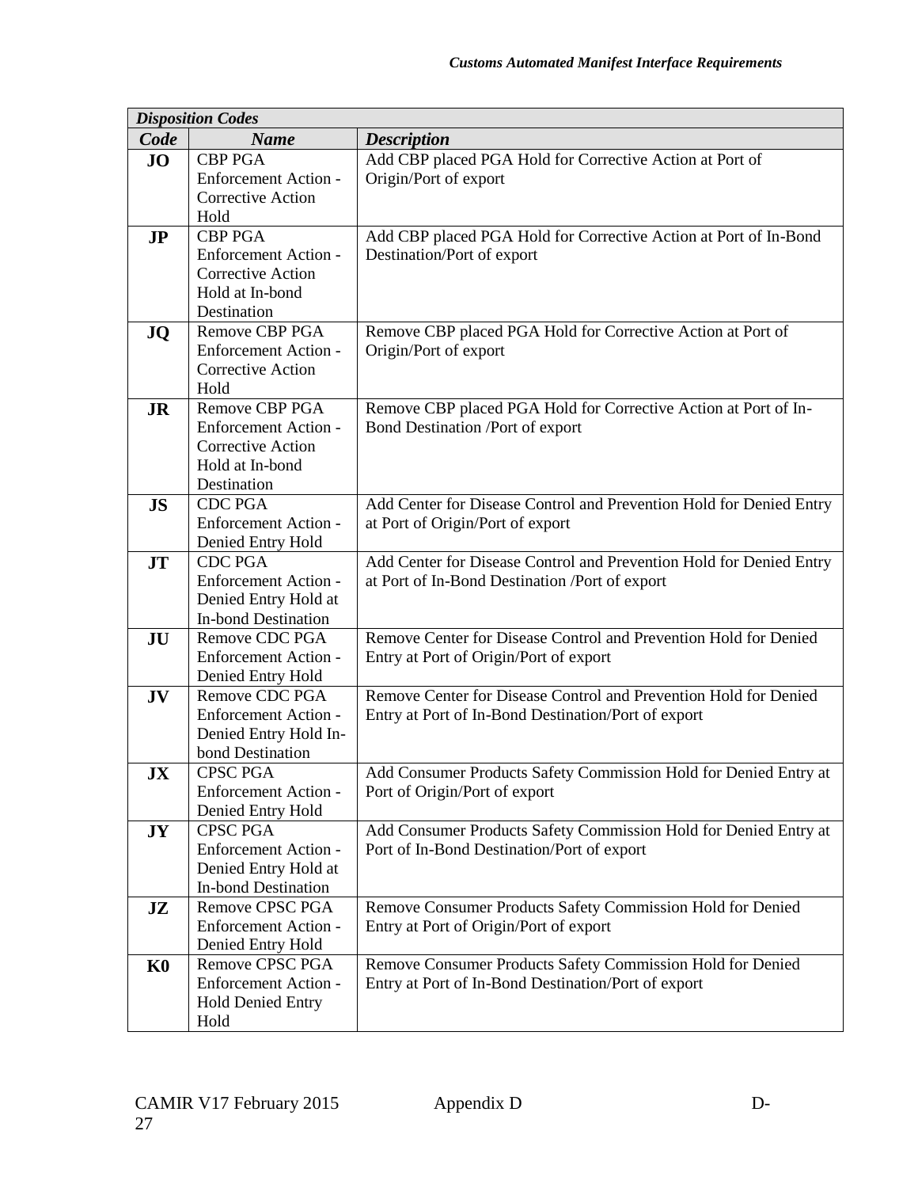| *Disposition Codes* | | |
|---|---|---|
| ***Code*** | ***Name*** | ***Description*** |
| **JO** | CBP PGA Enforcement Action - Corrective Action Hold | Add CBP placed PGA Hold for Corrective Action at Port of Origin/Port of export |
| **JP** | CBP PGA Enforcement Action - Corrective Action Hold at In-bond Destination | Add CBP placed PGA Hold for Corrective Action at Port of In-Bond Destination/Port of export |
| **JQ** | Remove CBP PGA Enforcement Action - Corrective Action Hold | Remove CBP placed PGA Hold for Corrective Action at Port of Origin/Port of export |
| **JR** | Remove CBP PGA Enforcement Action - Corrective Action Hold at In-bond Destination | Remove CBP placed PGA Hold for Corrective Action at Port of In-Bond Destination /Port of export |
| **JS** | CDC PGA Enforcement Action - Denied Entry Hold | Add Center for Disease Control and Prevention Hold for Denied Entry at Port of Origin/Port of export |
| **JT** | CDC PGA Enforcement Action - Denied Entry Hold at In-bond Destination | Add Center for Disease Control and Prevention Hold for Denied Entry at Port of In-Bond Destination /Port of export |
| **JU** | Remove CDC PGA Enforcement Action - Denied Entry Hold | Remove Center for Disease Control and Prevention Hold for Denied Entry at Port of Origin/Port of export |
| **JV** | Remove CDC PGA Enforcement Action - Denied Entry Hold In-bond Destination | Remove Center for Disease Control and Prevention Hold for Denied Entry at Port of In-Bond Destination/Port of export |
| **JX** | CPSC PGA Enforcement Action - Denied Entry Hold | Add Consumer Products Safety Commission Hold for Denied Entry at Port of Origin/Port of export |
| **JY** | CPSC PGA Enforcement Action - Denied Entry Hold at In-bond Destination | Add Consumer Products Safety Commission Hold for Denied Entry at Port of In-Bond Destination/Port of export |
| **JZ** | Remove CPSC PGA Enforcement Action - Denied Entry Hold | Remove Consumer Products Safety Commission Hold for Denied Entry at Port of Origin/Port of export |
| **K0** | Remove CPSC PGA Enforcement Action - Hold Denied Entry Hold | Remove Consumer Products Safety Commission Hold for Denied Entry at Port of In-Bond Destination/Port of export |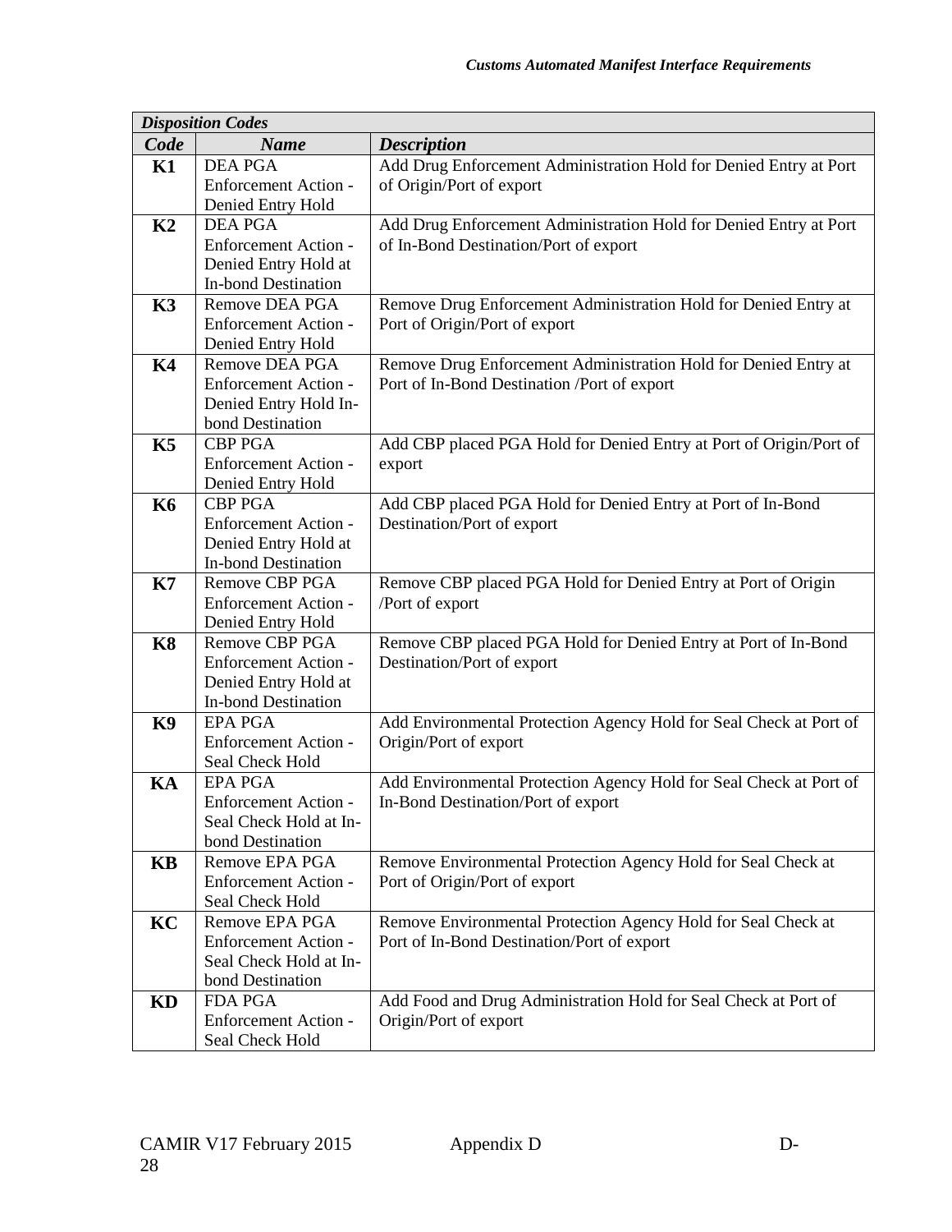| *Disposition Codes* | | |
|---|---|---|
| ***Code*** | ***Name*** | ***Description*** |
| **K1** | DEA PGA Enforcement Action - Denied Entry Hold | Add Drug Enforcement Administration Hold for Denied Entry at Port of Origin/Port of export |
| **K2** | DEA PGA Enforcement Action - Denied Entry Hold at In-bond Destination | Add Drug Enforcement Administration Hold for Denied Entry at Port of In-Bond Destination/Port of export |
| **K3** | Remove DEA PGA Enforcement Action - Denied Entry Hold | Remove Drug Enforcement Administration Hold for Denied Entry at Port of Origin/Port of export |
| **K4** | Remove DEA PGA Enforcement Action - Denied Entry Hold In-bond Destination | Remove Drug Enforcement Administration Hold for Denied Entry at Port of In-Bond Destination /Port of export |
| **K5** | CBP PGA Enforcement Action - Denied Entry Hold | Add CBP placed PGA Hold for Denied Entry at Port of Origin/Port of export |
| **K6** | CBP PGA Enforcement Action - Denied Entry Hold at In-bond Destination | Add CBP placed PGA Hold for Denied Entry at Port of In-Bond Destination/Port of export |
| **K7** | Remove CBP PGA Enforcement Action - Denied Entry Hold | Remove CBP placed PGA Hold for Denied Entry at Port of Origin /Port of export |
| **K8** | Remove CBP PGA Enforcement Action - Denied Entry Hold at In-bond Destination | Remove CBP placed PGA Hold for Denied Entry at Port of In-Bond Destination/Port of export |
| **K9** | EPA PGA Enforcement Action - Seal Check Hold | Add Environmental Protection Agency Hold for Seal Check at Port of Origin/Port of export |
| **KA** | EPA PGA Enforcement Action - Seal Check Hold at In-bond Destination | Add Environmental Protection Agency Hold for Seal Check at Port of In-Bond Destination/Port of export |
| **KB** | Remove EPA PGA Enforcement Action - Seal Check Hold | Remove Environmental Protection Agency Hold for Seal Check at Port of Origin/Port of export |
| **KC** | Remove EPA PGA Enforcement Action - Seal Check Hold at In-bond Destination | Remove Environmental Protection Agency Hold for Seal Check at Port of In-Bond Destination/Port of export |
| **KD** | FDA PGA Enforcement Action - Seal Check Hold | Add Food and Drug Administration Hold for Seal Check at Port of Origin/Port of export |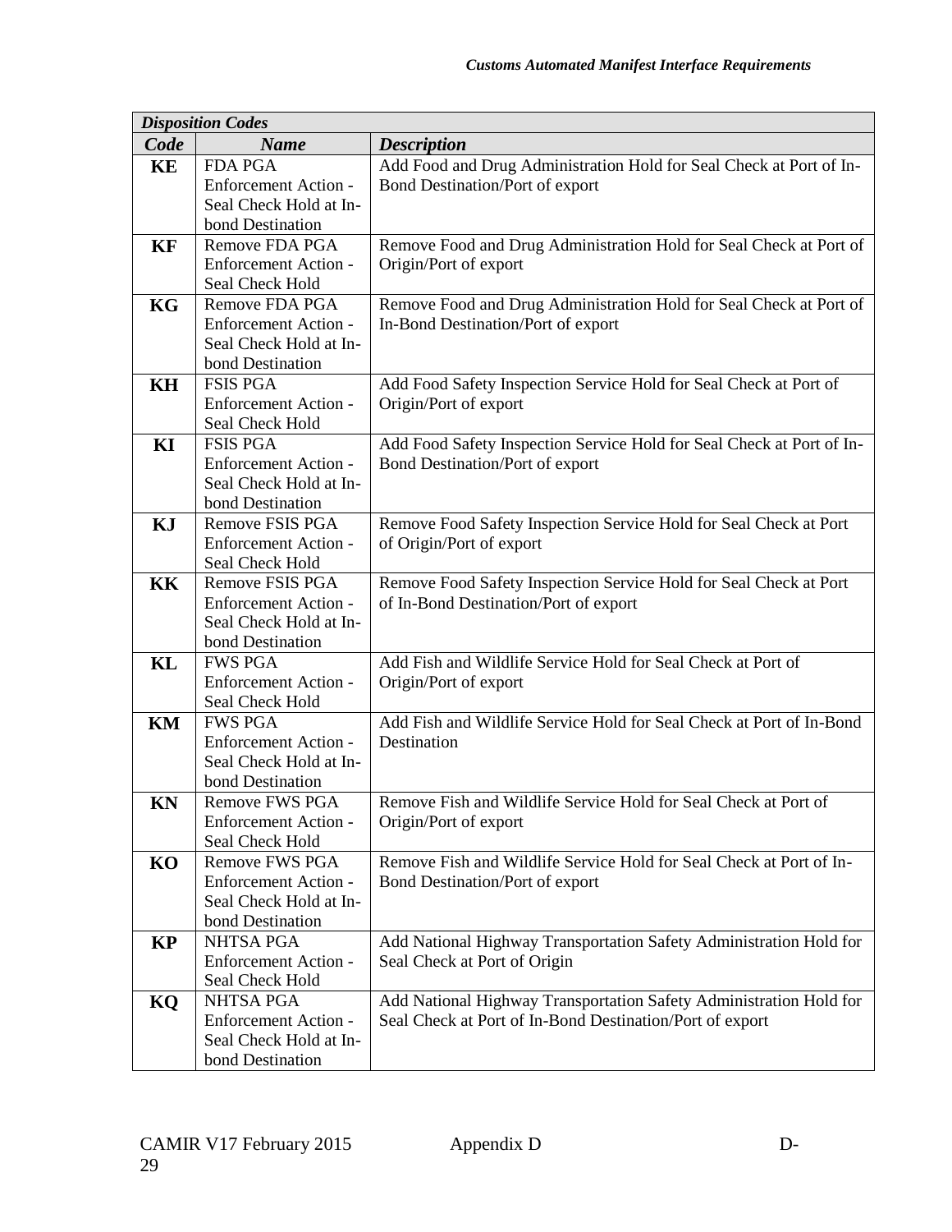| *Disposition Codes* | | |
|---|---|---|
| ***Code*** | ***Name*** | ***Description*** |
| **KE** | FDA PGA Enforcement Action - Seal Check Hold at In-bond Destination | Add Food and Drug Administration Hold for Seal Check at Port of In-Bond Destination/Port of export |
| **KF** | Remove FDA PGA Enforcement Action - Seal Check Hold | Remove Food and Drug Administration Hold for Seal Check at Port of Origin/Port of export |
| **KG** | Remove FDA PGA Enforcement Action - Seal Check Hold at In-bond Destination | Remove Food and Drug Administration Hold for Seal Check at Port of In-Bond Destination/Port of export |
| **KH** | FSIS PGA Enforcement Action - Seal Check Hold | Add Food Safety Inspection Service Hold for Seal Check at Port of Origin/Port of export |
| **KI** | FSIS PGA Enforcement Action - Seal Check Hold at In-bond Destination | Add Food Safety Inspection Service Hold for Seal Check at Port of In-Bond Destination/Port of export |
| **KJ** | Remove FSIS PGA Enforcement Action - Seal Check Hold | Remove Food Safety Inspection Service Hold for Seal Check at Port of Origin/Port of export |
| **KK** | Remove FSIS PGA Enforcement Action - Seal Check Hold at In-bond Destination | Remove Food Safety Inspection Service Hold for Seal Check at Port of In-Bond Destination/Port of export |
| **KL** | FWS PGA Enforcement Action - Seal Check Hold | Add Fish and Wildlife Service Hold for Seal Check at Port of Origin/Port of export |
| **KM** | FWS PGA Enforcement Action - Seal Check Hold at In-bond Destination | Add Fish and Wildlife Service Hold for Seal Check at Port of In-Bond Destination |
| **KN** | Remove FWS PGA Enforcement Action - Seal Check Hold | Remove Fish and Wildlife Service Hold for Seal Check at Port of Origin/Port of export |
| **KO** | Remove FWS PGA Enforcement Action - Seal Check Hold at In-bond Destination | Remove Fish and Wildlife Service Hold for Seal Check at Port of In-Bond Destination/Port of export |
| **KP** | NHTSA PGA Enforcement Action - Seal Check Hold | Add National Highway Transportation Safety Administration Hold for Seal Check at Port of Origin |
| **KQ** | NHTSA PGA Enforcement Action - Seal Check Hold at In-bond Destination | Add National Highway Transportation Safety Administration Hold for Seal Check at Port of In-Bond Destination/Port of export |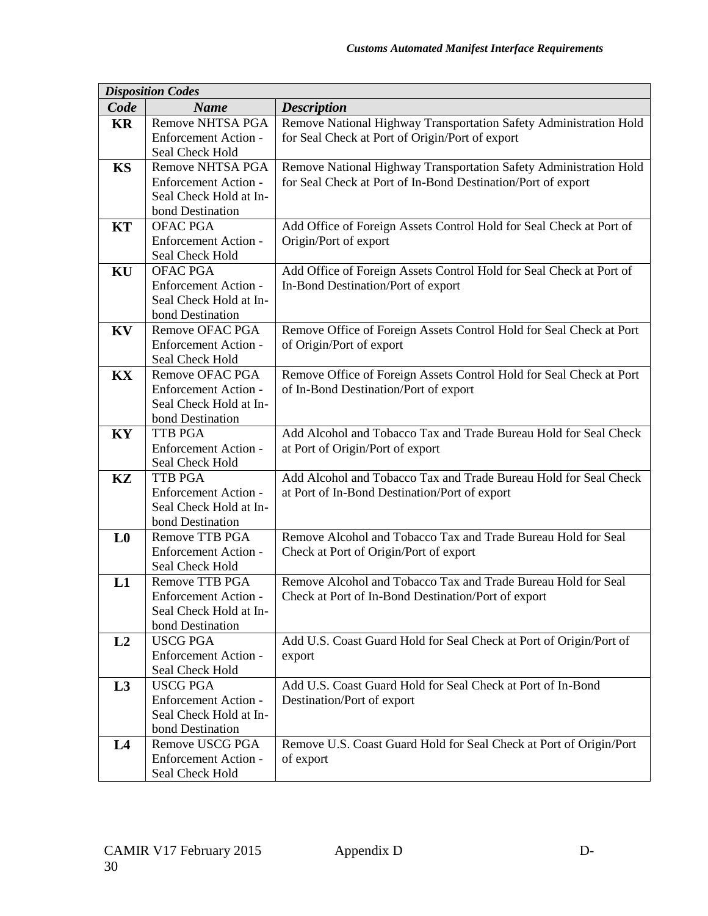| *Disposition Codes* | | |
|---|---|---|
| ***Code*** | ***Name*** | ***Description*** |
| **KR** | Remove NHTSA PGA Enforcement Action - Seal Check Hold | Remove National Highway Transportation Safety Administration Hold for Seal Check at Port of Origin/Port of export |
| **KS** | Remove NHTSA PGA Enforcement Action - Seal Check Hold at In-bond Destination | Remove National Highway Transportation Safety Administration Hold for Seal Check at Port of In-Bond Destination/Port of export |
| **KT** | OFAC PGA Enforcement Action - Seal Check Hold | Add Office of Foreign Assets Control Hold for Seal Check at Port of Origin/Port of export |
| **KU** | OFAC PGA Enforcement Action - Seal Check Hold at In-bond Destination | Add Office of Foreign Assets Control Hold for Seal Check at Port of In-Bond Destination/Port of export |
| **KV** | Remove OFAC PGA Enforcement Action - Seal Check Hold | Remove Office of Foreign Assets Control Hold for Seal Check at Port of Origin/Port of export |
| **KX** | Remove OFAC PGA Enforcement Action - Seal Check Hold at In-bond Destination | Remove Office of Foreign Assets Control Hold for Seal Check at Port of In-Bond Destination/Port of export |
| **KY** | TTB PGA Enforcement Action - Seal Check Hold | Add Alcohol and Tobacco Tax and Trade Bureau Hold for Seal Check at Port of Origin/Port of export |
| **KZ** | TTB PGA Enforcement Action - Seal Check Hold at In-bond Destination | Add Alcohol and Tobacco Tax and Trade Bureau Hold for Seal Check at Port of In-Bond Destination/Port of export |
| **L0** | Remove TTB PGA Enforcement Action - Seal Check Hold | Remove Alcohol and Tobacco Tax and Trade Bureau Hold for Seal Check at Port of Origin/Port of export |
| **L1** | Remove TTB PGA Enforcement Action - Seal Check Hold at In-bond Destination | Remove Alcohol and Tobacco Tax and Trade Bureau Hold for Seal Check at Port of In-Bond Destination/Port of export |
| **L2** | USCG PGA Enforcement Action - Seal Check Hold | Add U.S. Coast Guard Hold for Seal Check at Port of Origin/Port of export |
| **L3** | USCG PGA Enforcement Action - Seal Check Hold at In-bond Destination | Add U.S. Coast Guard Hold for Seal Check at Port of In-Bond Destination/Port of export |
| **L4** | Remove USCG PGA Enforcement Action - Seal Check Hold | Remove U.S. Coast Guard Hold for Seal Check at Port of Origin/Port of export |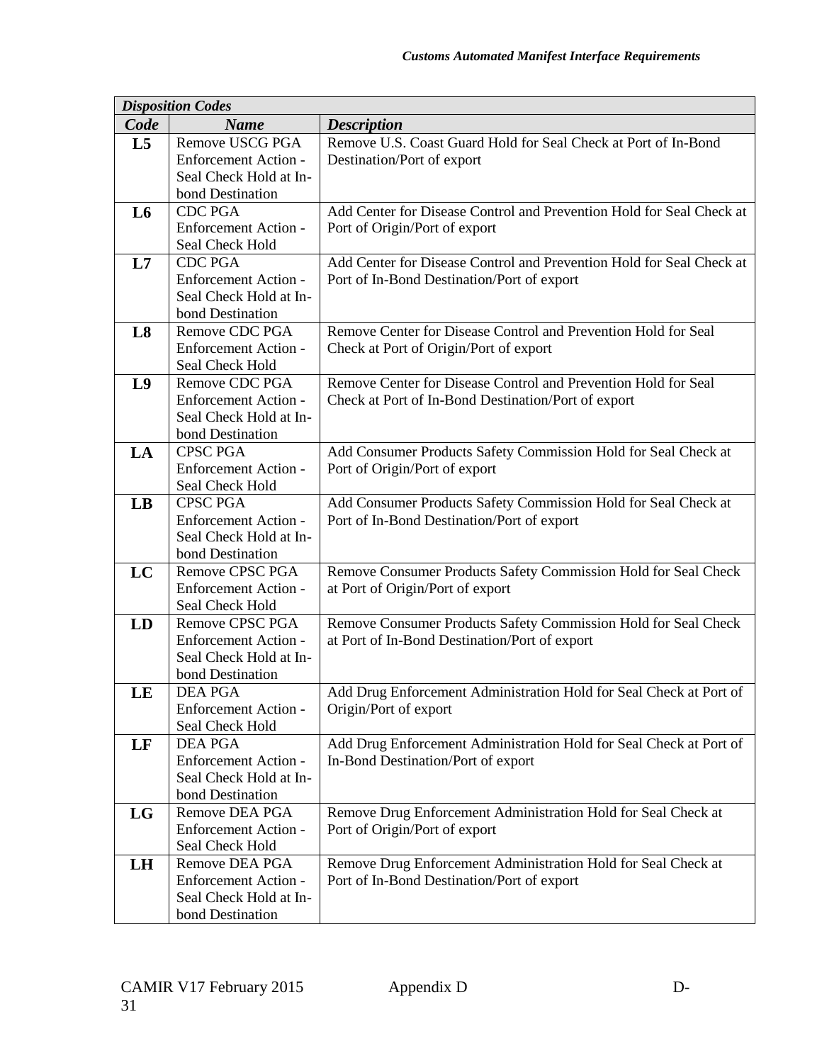| *Disposition Codes* | | |
|---|---|---|
| ***Code*** | ***Name*** | ***Description*** |
| **L5** | Remove USCG PGA Enforcement Action - Seal Check Hold at In-bond Destination | Remove U.S. Coast Guard Hold for Seal Check at Port of In-Bond Destination/Port of export |
| **L6** | CDC PGA Enforcement Action - Seal Check Hold | Add Center for Disease Control and Prevention Hold for Seal Check at Port of Origin/Port of export |
| **L7** | CDC PGA Enforcement Action - Seal Check Hold at In-bond Destination | Add Center for Disease Control and Prevention Hold for Seal Check at Port of In-Bond Destination/Port of export |
| **L8** | Remove CDC PGA Enforcement Action - Seal Check Hold | Remove Center for Disease Control and Prevention Hold for Seal Check at Port of Origin/Port of export |
| **L9** | Remove CDC PGA Enforcement Action - Seal Check Hold at In-bond Destination | Remove Center for Disease Control and Prevention Hold for Seal Check at Port of In-Bond Destination/Port of export |
| **LA** | CPSC PGA Enforcement Action - Seal Check Hold | Add Consumer Products Safety Commission Hold for Seal Check at Port of Origin/Port of export |
| **LB** | CPSC PGA Enforcement Action - Seal Check Hold at In-bond Destination | Add Consumer Products Safety Commission Hold for Seal Check at Port of In-Bond Destination/Port of export |
| **LC** | Remove CPSC PGA Enforcement Action - Seal Check Hold | Remove Consumer Products Safety Commission Hold for Seal Check at Port of Origin/Port of export |
| **LD** | Remove CPSC PGA Enforcement Action - Seal Check Hold at In-bond Destination | Remove Consumer Products Safety Commission Hold for Seal Check at Port of In-Bond Destination/Port of export |
| **LE** | DEA PGA Enforcement Action - Seal Check Hold | Add Drug Enforcement Administration Hold for Seal Check at Port of Origin/Port of export |
| **LF** | DEA PGA Enforcement Action - Seal Check Hold at In-bond Destination | Add Drug Enforcement Administration Hold for Seal Check at Port of In-Bond Destination/Port of export |
| **LG** | Remove DEA PGA Enforcement Action - Seal Check Hold | Remove Drug Enforcement Administration Hold for Seal Check at Port of Origin/Port of export |
| **LH** | Remove DEA PGA Enforcement Action - Seal Check Hold at In-bond Destination | Remove Drug Enforcement Administration Hold for Seal Check at Port of In-Bond Destination/Port of export |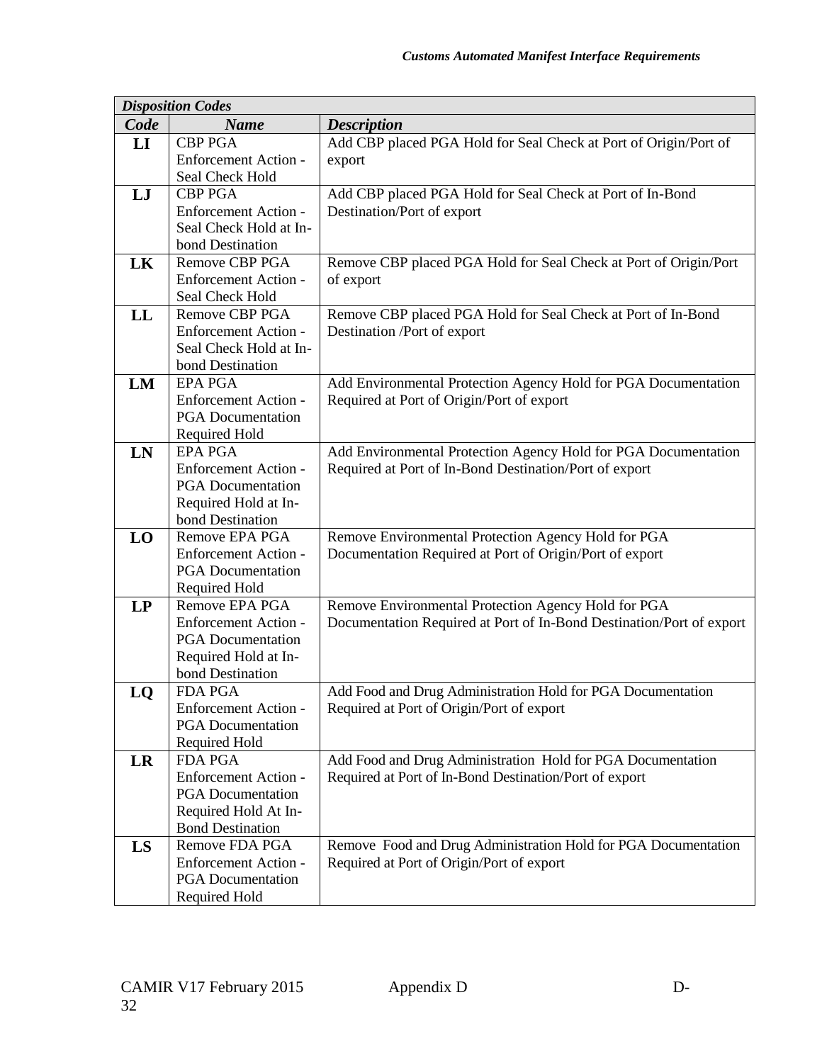| *Disposition Codes* | | |
|---|---|---|
| ***Code*** | ***Name*** | ***Description*** |
| **LI** | CBP PGA Enforcement Action - Seal Check Hold | Add CBP placed PGA Hold for Seal Check at Port of Origin/Port of export |
| **LJ** | CBP PGA Enforcement Action - Seal Check Hold at In-bond Destination | Add CBP placed PGA Hold for Seal Check at Port of In-Bond Destination/Port of export |
| **LK** | Remove CBP PGA Enforcement Action - Seal Check Hold | Remove CBP placed PGA Hold for Seal Check at Port of Origin/Port of export |
| **LL** | Remove CBP PGA Enforcement Action - Seal Check Hold at In-bond Destination | Remove CBP placed PGA Hold for Seal Check at Port of In-Bond Destination /Port of export |
| **LM** | EPA PGA Enforcement Action - PGA Documentation Required Hold | Add Environmental Protection Agency Hold for PGA Documentation Required at Port of Origin/Port of export |
| **LN** | EPA PGA Enforcement Action - PGA Documentation Required Hold at In-bond Destination | Add Environmental Protection Agency Hold for PGA Documentation Required at Port of In-Bond Destination/Port of export |
| **LO** | Remove EPA PGA Enforcement Action - PGA Documentation Required Hold | Remove Environmental Protection Agency Hold for PGA Documentation Required at Port of Origin/Port of export |
| **LP** | Remove EPA PGA Enforcement Action - PGA Documentation Required Hold at In-bond Destination | Remove Environmental Protection Agency Hold for PGA Documentation Required at Port of In-Bond Destination/Port of export |
| **LQ** | FDA PGA Enforcement Action - PGA Documentation Required Hold | Add Food and Drug Administration Hold for PGA Documentation Required at Port of Origin/Port of export |
| **LR** | FDA PGA Enforcement Action - PGA Documentation Required Hold At In-Bond Destination | Add Food and Drug Administration Hold for PGA Documentation Required at Port of In-Bond Destination/Port of export |
| **LS** | Remove FDA PGA Enforcement Action - PGA Documentation Required Hold | Remove Food and Drug Administration Hold for PGA Documentation Required at Port of Origin/Port of export |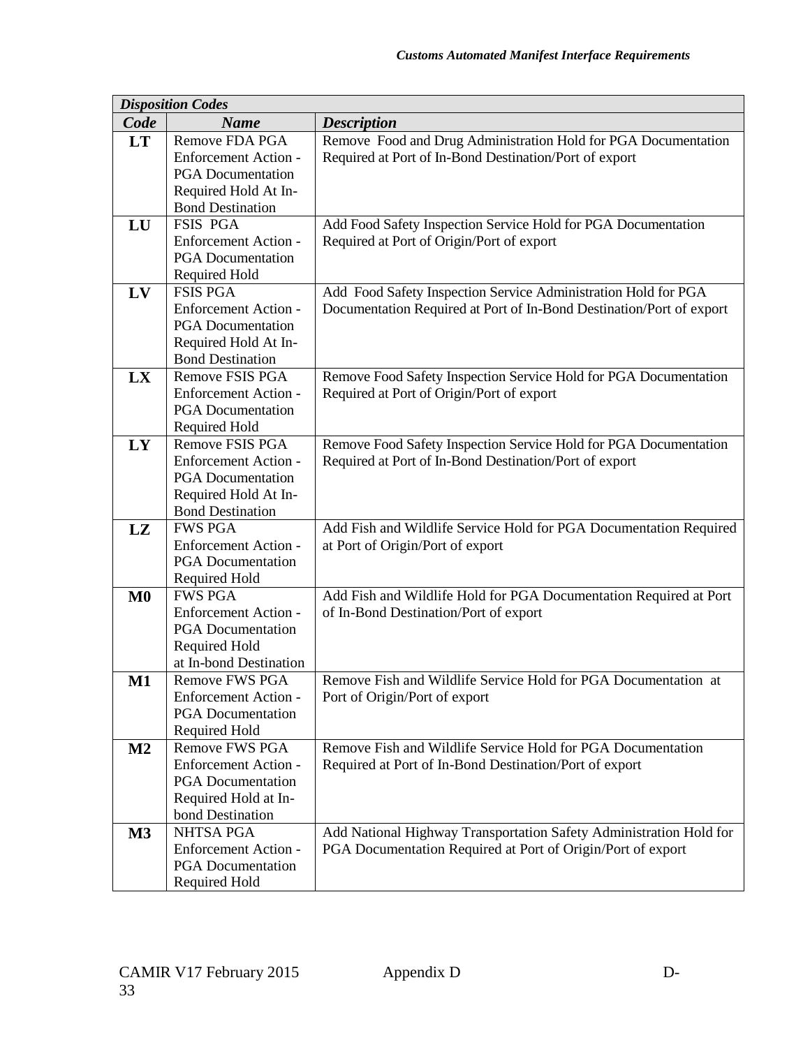| *Disposition Codes* | | |
|---|---|---|
| ***Code*** | ***Name*** | ***Description*** |
| **LT** | Remove FDA PGA Enforcement Action - PGA Documentation Required Hold At In-Bond Destination | Remove Food and Drug Administration Hold for PGA Documentation Required at Port of In-Bond Destination/Port of export |
| **LU** | FSIS PGA Enforcement Action - PGA Documentation Required Hold | Add Food Safety Inspection Service Hold for PGA Documentation Required at Port of Origin/Port of export |
| **LV** | FSIS PGA Enforcement Action - PGA Documentation Required Hold At In-Bond Destination | Add Food Safety Inspection Service Administration Hold for PGA Documentation Required at Port of In-Bond Destination/Port of export |
| **LX** | Remove FSIS PGA Enforcement Action - PGA Documentation Required Hold | Remove Food Safety Inspection Service Hold for PGA Documentation Required at Port of Origin/Port of export |
| **LY** | Remove FSIS PGA Enforcement Action - PGA Documentation Required Hold At In-Bond Destination | Remove Food Safety Inspection Service Hold for PGA Documentation Required at Port of In-Bond Destination/Port of export |
| **LZ** | FWS PGA Enforcement Action - PGA Documentation Required Hold | Add Fish and Wildlife Service Hold for PGA Documentation Required at Port of Origin/Port of export |
| **M0** | FWS PGA Enforcement Action - PGA Documentation Required Hold at In-bond Destination | Add Fish and Wildlife Hold for PGA Documentation Required at Port of In-Bond Destination/Port of export |
| **M1** | Remove FWS PGA Enforcement Action - PGA Documentation Required Hold | Remove Fish and Wildlife Service Hold for PGA Documentation at Port of Origin/Port of export |
| **M2** | Remove FWS PGA Enforcement Action - PGA Documentation Required Hold at In-bond Destination | Remove Fish and Wildlife Service Hold for PGA Documentation Required at Port of In-Bond Destination/Port of export |
| **M3** | NHTSA PGA Enforcement Action - PGA Documentation Required Hold | Add National Highway Transportation Safety Administration Hold for PGA Documentation Required at Port of Origin/Port of export |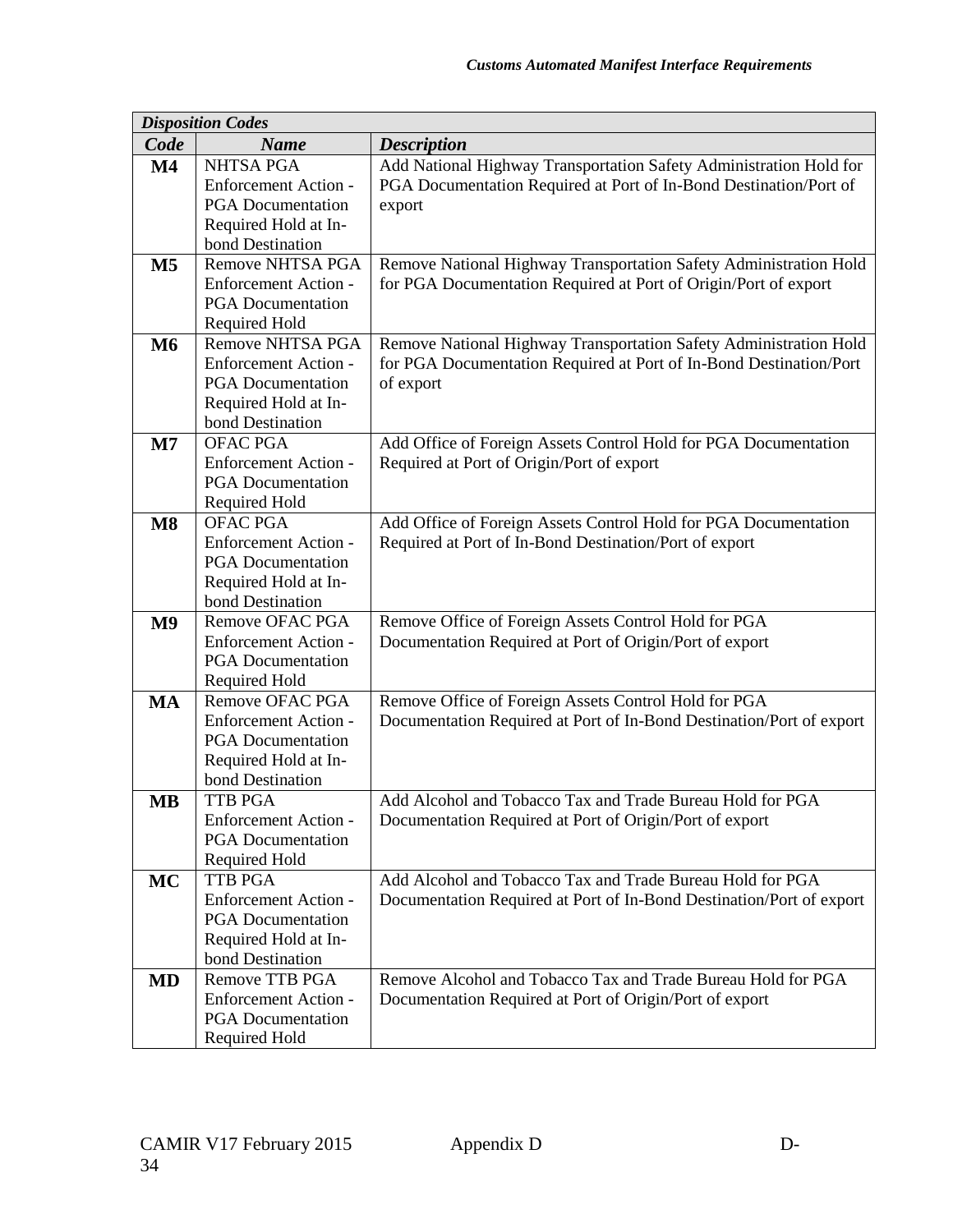| *Disposition Codes* | | |
|---|---|---|
| ***Code*** | ***Name*** | ***Description*** |
| **M4** | NHTSA PGA Enforcement Action - PGA Documentation Required Hold at In-bond Destination | Add National Highway Transportation Safety Administration Hold for PGA Documentation Required at Port of In-Bond Destination/Port of export |
| **M5** | Remove NHTSA PGA Enforcement Action - PGA Documentation Required Hold | Remove National Highway Transportation Safety Administration Hold for PGA Documentation Required at Port of Origin/Port of export |
| **M6** | Remove NHTSA PGA Enforcement Action - PGA Documentation Required Hold at In-bond Destination | Remove National Highway Transportation Safety Administration Hold for PGA Documentation Required at Port of In-Bond Destination/Port of export |
| **M7** | OFAC PGA Enforcement Action - PGA Documentation Required Hold | Add Office of Foreign Assets Control Hold for PGA Documentation Required at Port of Origin/Port of export |
| **M8** | OFAC PGA Enforcement Action - PGA Documentation Required Hold at In-bond Destination | Add Office of Foreign Assets Control Hold for PGA Documentation Required at Port of In-Bond Destination/Port of export |
| **M9** | Remove OFAC PGA Enforcement Action - PGA Documentation Required Hold | Remove Office of Foreign Assets Control Hold for PGA Documentation Required at Port of Origin/Port of export |
| **MA** | Remove OFAC PGA Enforcement Action - PGA Documentation Required Hold at In-bond Destination | Remove Office of Foreign Assets Control Hold for PGA Documentation Required at Port of In-Bond Destination/Port of export |
| **MB** | TTB PGA Enforcement Action - PGA Documentation Required Hold | Add Alcohol and Tobacco Tax and Trade Bureau Hold for PGA Documentation Required at Port of Origin/Port of export |
| **MC** | TTB PGA Enforcement Action - PGA Documentation Required Hold at In-bond Destination | Add Alcohol and Tobacco Tax and Trade Bureau Hold for PGA Documentation Required at Port of In-Bond Destination/Port of export |
| **MD** | Remove TTB PGA Enforcement Action - PGA Documentation Required Hold | Remove Alcohol and Tobacco Tax and Trade Bureau Hold for PGA Documentation Required at Port of Origin/Port of export |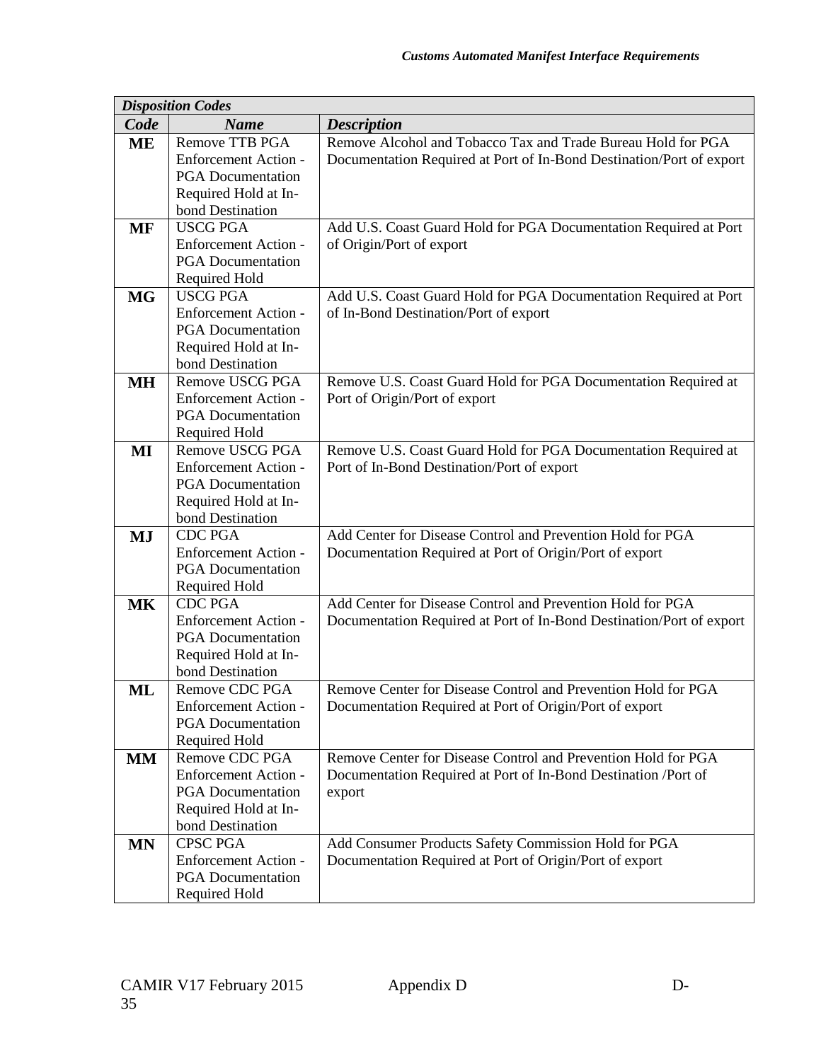| *Disposition Codes* | | |
|---|---|---|
| ***Code*** | ***Name*** | ***Description*** |
| **ME** | Remove TTB PGA Enforcement Action - PGA Documentation Required Hold at In-bond Destination | Remove Alcohol and Tobacco Tax and Trade Bureau Hold for PGA Documentation Required at Port of In-Bond Destination/Port of export |
| **MF** | USCG PGA Enforcement Action - PGA Documentation Required Hold | Add U.S. Coast Guard Hold for PGA Documentation Required at Port of Origin/Port of export |
| **MG** | USCG PGA Enforcement Action - PGA Documentation Required Hold at In-bond Destination | Add U.S. Coast Guard Hold for PGA Documentation Required at Port of In-Bond Destination/Port of export |
| **MH** | Remove USCG PGA Enforcement Action - PGA Documentation Required Hold | Remove U.S. Coast Guard Hold for PGA Documentation Required at Port of Origin/Port of export |
| **MI** | Remove USCG PGA Enforcement Action - PGA Documentation Required Hold at In-bond Destination | Remove U.S. Coast Guard Hold for PGA Documentation Required at Port of In-Bond Destination/Port of export |
| **MJ** | CDC PGA Enforcement Action - PGA Documentation Required Hold | Add Center for Disease Control and Prevention Hold for PGA Documentation Required at Port of Origin/Port of export |
| **MK** | CDC PGA Enforcement Action - PGA Documentation Required Hold at In-bond Destination | Add Center for Disease Control and Prevention Hold for PGA Documentation Required at Port of In-Bond Destination/Port of export |
| **ML** | Remove CDC PGA Enforcement Action - PGA Documentation Required Hold | Remove Center for Disease Control and Prevention Hold for PGA Documentation Required at Port of Origin/Port of export |
| **MM** | Remove CDC PGA Enforcement Action - PGA Documentation Required Hold at In-bond Destination | Remove Center for Disease Control and Prevention Hold for PGA Documentation Required at Port of In-Bond Destination /Port of export |
| **MN** | CPSC PGA Enforcement Action - PGA Documentation Required Hold | Add Consumer Products Safety Commission Hold for PGA Documentation Required at Port of Origin/Port of export |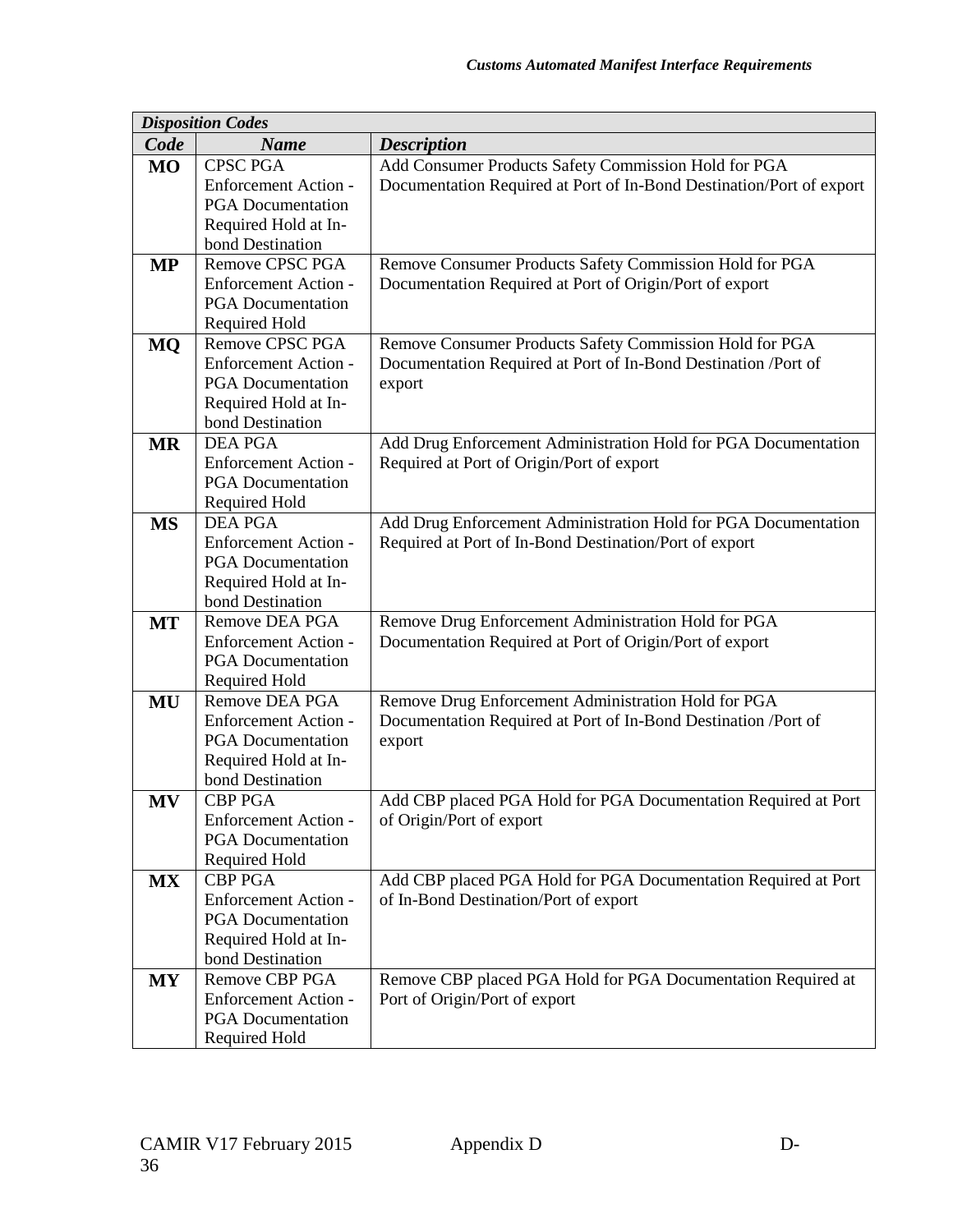| *Disposition Codes* | | |
|---|---|---|
| ***Code*** | ***Name*** | ***Description*** |
| **MO** | CPSC PGA Enforcement Action - PGA Documentation Required Hold at In-bond Destination | Add Consumer Products Safety Commission Hold for PGA Documentation Required at Port of In-Bond Destination/Port of export |
| **MP** | Remove CPSC PGA Enforcement Action - PGA Documentation Required Hold | Remove Consumer Products Safety Commission Hold for PGA Documentation Required at Port of Origin/Port of export |
| **MQ** | Remove CPSC PGA Enforcement Action - PGA Documentation Required Hold at In-bond Destination | Remove Consumer Products Safety Commission Hold for PGA Documentation Required at Port of In-Bond Destination /Port of export |
| **MR** | DEA PGA Enforcement Action - PGA Documentation Required Hold | Add Drug Enforcement Administration Hold for PGA Documentation Required at Port of Origin/Port of export |
| **MS** | DEA PGA Enforcement Action - PGA Documentation Required Hold at In-bond Destination | Add Drug Enforcement Administration Hold for PGA Documentation Required at Port of In-Bond Destination/Port of export |
| **MT** | Remove DEA PGA Enforcement Action - PGA Documentation Required Hold | Remove Drug Enforcement Administration Hold for PGA Documentation Required at Port of Origin/Port of export |
| **MU** | Remove DEA PGA Enforcement Action - PGA Documentation Required Hold at In-bond Destination | Remove Drug Enforcement Administration Hold for PGA Documentation Required at Port of In-Bond Destination /Port of export |
| **MV** | CBP PGA Enforcement Action - PGA Documentation Required Hold | Add CBP placed PGA Hold for PGA Documentation Required at Port of Origin/Port of export |
| **MX** | CBP PGA Enforcement Action - PGA Documentation Required Hold at In-bond Destination | Add CBP placed PGA Hold for PGA Documentation Required at Port of In-Bond Destination/Port of export |
| **MY** | Remove CBP PGA Enforcement Action - PGA Documentation Required Hold | Remove CBP placed PGA Hold for PGA Documentation Required at Port of Origin/Port of export |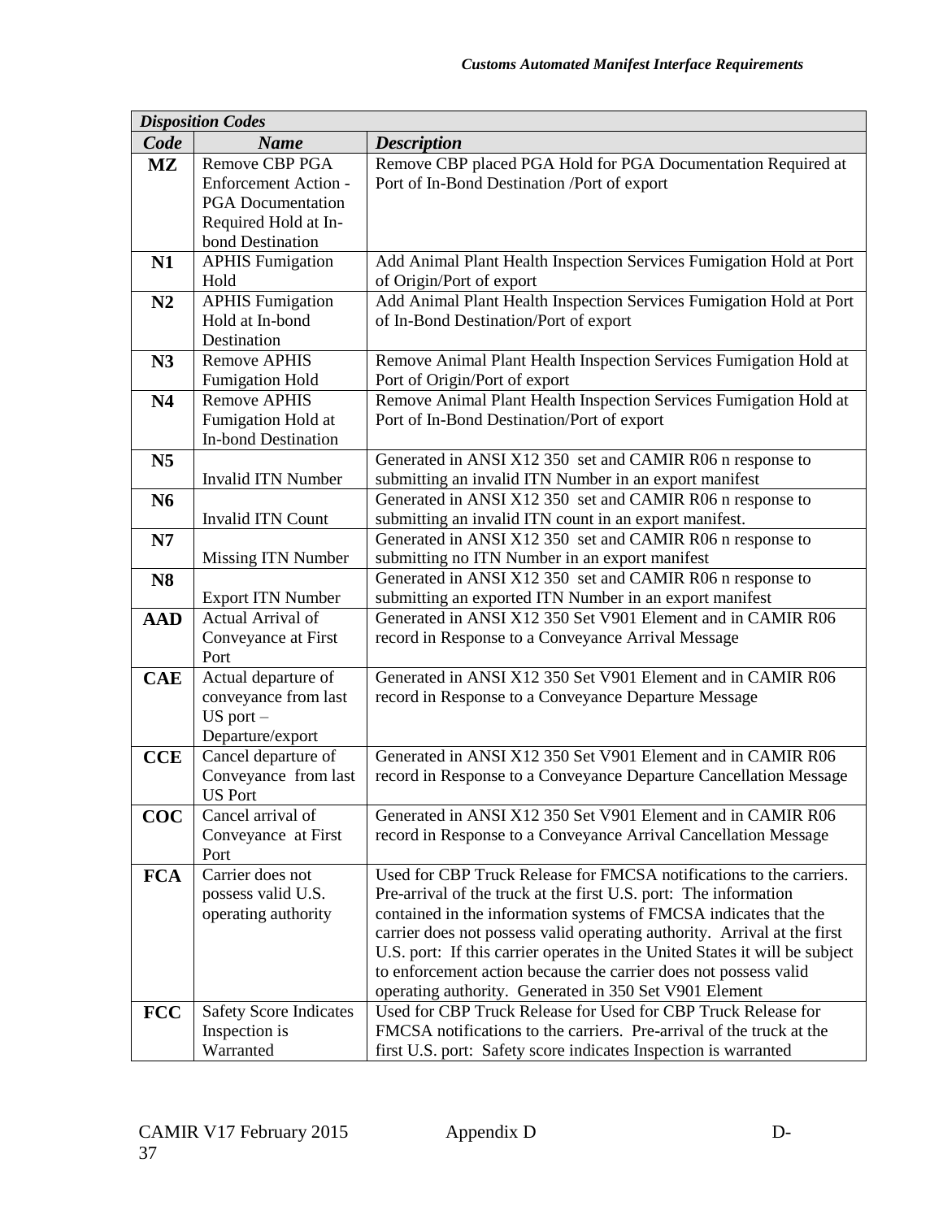| *Disposition Codes* | | |
|---|---|---|
| ***Code*** | ***Name*** | ***Description*** |
| **MZ** | Remove CBP PGA Enforcement Action - PGA Documentation Required Hold at In-bond Destination | Remove CBP placed PGA Hold for PGA Documentation Required at Port of In-Bond Destination /Port of export |
| **N1** | APHIS Fumigation Hold | Add Animal Plant Health Inspection Services Fumigation Hold at Port of Origin/Port of export |
| **N2** | APHIS Fumigation Hold at In-bond Destination | Add Animal Plant Health Inspection Services Fumigation Hold at Port of In-Bond Destination/Port of export |
| **N3** | Remove APHIS Fumigation Hold | Remove Animal Plant Health Inspection Services Fumigation Hold at Port of Origin/Port of export |
| **N4** | Remove APHIS Fumigation Hold at In-bond Destination | Remove Animal Plant Health Inspection Services Fumigation Hold at Port of In-Bond Destination/Port of export |
| **N5** | Invalid ITN Number | Generated in ANSI X12 350 set and CAMIR R06 n response to submitting an invalid ITN Number in an export manifest |
| **N6** | Invalid ITN Count | Generated in ANSI X12 350 set and CAMIR R06 n response to submitting an invalid ITN count in an export manifest. |
| **N7** | Missing ITN Number | Generated in ANSI X12 350 set and CAMIR R06 n response to submitting no ITN Number in an export manifest |
| **N8** | Export ITN Number | Generated in ANSI X12 350 set and CAMIR R06 n response to submitting an exported ITN Number in an export manifest |
| **AAD** | Actual Arrival of Conveyance at First Port | Generated in ANSI X12 350 Set V901 Element and in CAMIR R06 record in Response to a Conveyance Arrival Message |
| **CAE** | Actual departure of conveyance from last US port – Departure/export | Generated in ANSI X12 350 Set V901 Element and in CAMIR R06 record in Response to a Conveyance Departure Message |
| **CCE** | Cancel departure of Conveyance from last US Port | Generated in ANSI X12 350 Set V901 Element and in CAMIR R06 record in Response to a Conveyance Departure Cancellation Message |
| **COC** | Cancel arrival of Conveyance at First Port | Generated in ANSI X12 350 Set V901 Element and in CAMIR R06 record in Response to a Conveyance Arrival Cancellation Message |
| **FCA** | Carrier does not possess valid U.S. operating authority | Used for CBP Truck Release for FMCSA notifications to the carriers. Pre-arrival of the truck at the first U.S. port: The information contained in the information systems of FMCSA indicates that the carrier does not possess valid operating authority. Arrival at the first U.S. port: If this carrier operates in the United States it will be subject to enforcement action because the carrier does not possess valid operating authority. Generated in 350 Set V901 Element |
| **FCC** | Safety Score Indicates Inspection is Warranted | Used for CBP Truck Release for Used for CBP Truck Release for FMCSA notifications to the carriers. Pre-arrival of the truck at the first U.S. port: Safety score indicates Inspection is warranted |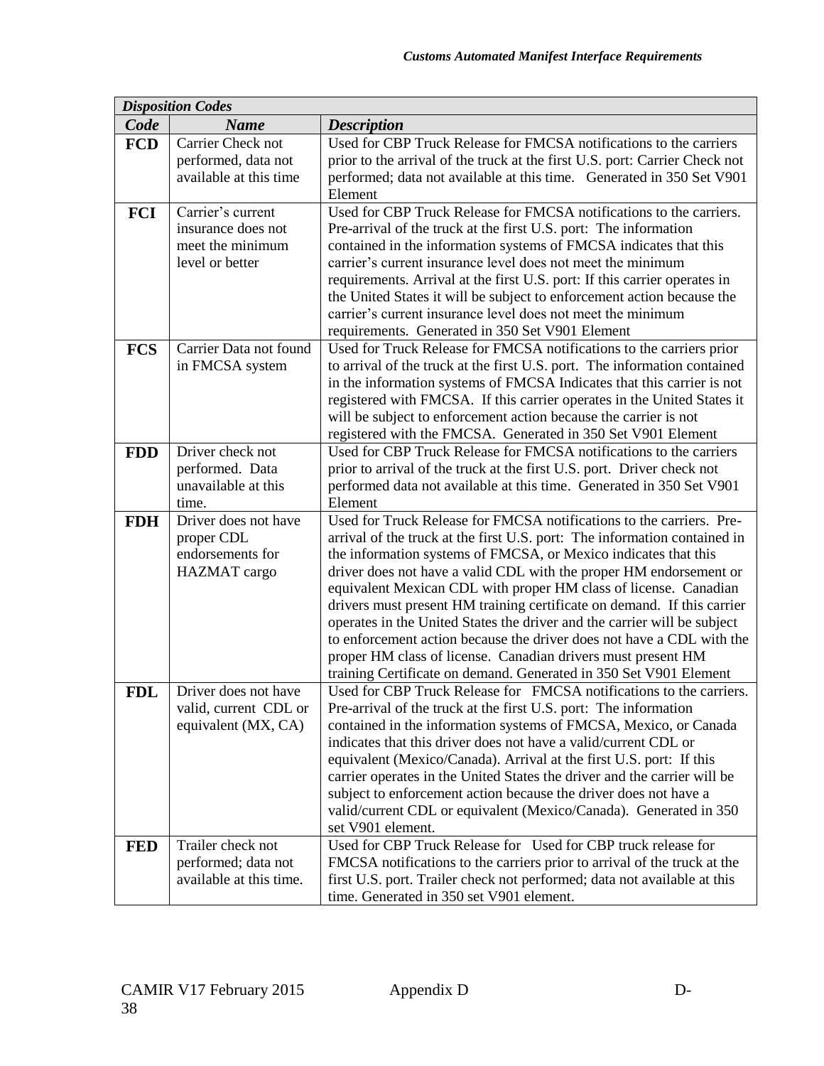| *Disposition Codes* | | |
|---|---|---|
| ***Code*** | ***Name*** | ***Description*** |
| **FCD** | Carrier Check not performed, data not available at this time | Used for CBP Truck Release for FMCSA notifications to the carriers prior to the arrival of the truck at the first U.S. port: Carrier Check not performed; data not available at this time.   Generated in 350 Set V901 Element |
| **FCI** | Carrier's current insurance does not meet the minimum level or better | Used for CBP Truck Release for FMCSA notifications to the carriers. Pre-arrival of the truck at the first U.S. port:  The information contained in the information systems of FMCSA indicates that this carrier's current insurance level does not meet the minimum requirements. Arrival at the first U.S. port: If this carrier operates in the United States it will be subject to enforcement action because the carrier's current insurance level does not meet the minimum requirements.  Generated in 350 Set V901 Element |
| **FCS** | Carrier Data not found in FMCSA system | Used for Truck Release for FMCSA notifications to the carriers prior to arrival of the truck at the first U.S. port.  The information contained in the information systems of FMCSA Indicates that this carrier is not registered with FMCSA.  If this carrier operates in the United States it will be subject to enforcement action because the carrier is not registered with the FMCSA.  Generated in 350 Set V901 Element |
| **FDD** | Driver check not performed.  Data unavailable at this time. | Used for CBP Truck Release for FMCSA notifications to the carriers prior to arrival of the truck at the first U.S. port.  Driver check not performed data not available at this time.  Generated in 350 Set V901 Element |
| **FDH** | Driver does not have proper CDL endorsements for HAZMAT cargo | Used for Truck Release for FMCSA notifications to the carriers.  Pre-arrival of the truck at the first U.S. port:  The information contained in the information systems of FMCSA, or Mexico indicates that this driver does not have a valid CDL with the proper HM endorsement or equivalent Mexican CDL with proper HM class of license.  Canadian drivers must present HM training certificate on demand.  If this carrier operates in the United States the driver and the carrier will be subject to enforcement action because the driver does not have a CDL with the proper HM class of license.  Canadian drivers must present HM training Certificate on demand. Generated in 350 Set V901 Element |
| **FDL** | Driver does not have valid, current  CDL or equivalent (MX, CA) | Used for CBP Truck Release for   FMCSA notifications to the carriers. Pre-arrival of the truck at the first U.S. port:  The information contained in the information systems of FMCSA, Mexico, or Canada indicates that this driver does not have a valid/current CDL or equivalent (Mexico/Canada). Arrival at the first U.S. port:  If this carrier operates in the United States the driver and the carrier will be subject to enforcement action because the driver does not have a valid/current CDL or equivalent (Mexico/Canada).  Generated in 350 set V901 element. |
| **FED** | Trailer check not performed; data not available at this time. | Used for CBP Truck Release for   Used for CBP truck release for FMCSA notifications to the carriers prior to arrival of the truck at the first U.S. port. Trailer check not performed; data not available at this time. Generated in 350 set V901 element. |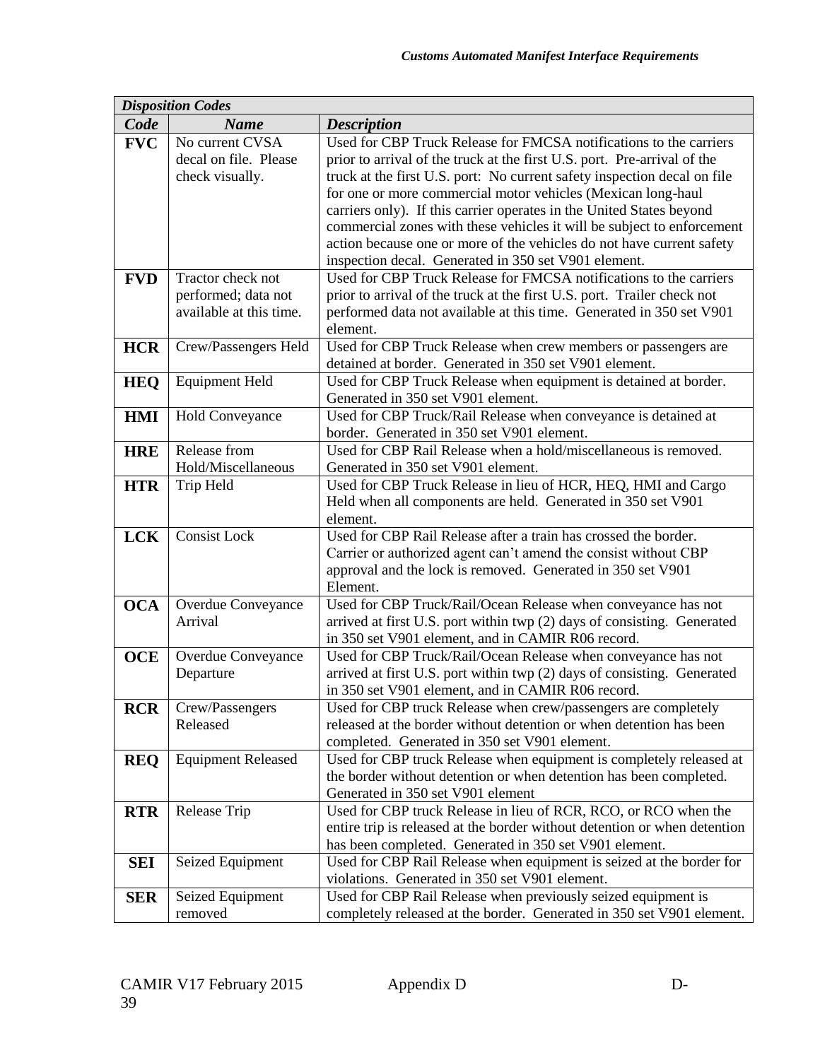| *Disposition Codes* | | |
|---|---|---|
| ***Code*** | ***Name*** | ***Description*** |
| **FVC** | No current CVSA decal on file. Please check visually. | Used for CBP Truck Release for FMCSA notifications to the carriers prior to arrival of the truck at the first U.S. port. Pre-arrival of the truck at the first U.S. port: No current safety inspection decal on file for one or more commercial motor vehicles (Mexican long-haul carriers only). If this carrier operates in the United States beyond commercial zones with these vehicles it will be subject to enforcement action because one or more of the vehicles do not have current safety inspection decal. Generated in 350 set V901 element. |
| **FVD** | Tractor check not performed; data not available at this time. | Used for CBP Truck Release for FMCSA notifications to the carriers prior to arrival of the truck at the first U.S. port. Trailer check not performed data not available at this time. Generated in 350 set V901 element. |
| **HCR** | Crew/Passengers Held | Used for CBP Truck Release when crew members or passengers are detained at border. Generated in 350 set V901 element. |
| **HEQ** | Equipment Held | Used for CBP Truck Release when equipment is detained at border. Generated in 350 set V901 element. |
| **HMI** | Hold Conveyance | Used for CBP Truck/Rail Release when conveyance is detained at border. Generated in 350 set V901 element. |
| **HRE** | Release from Hold/Miscellaneous | Used for CBP Rail Release when a hold/miscellaneous is removed. Generated in 350 set V901 element. |
| **HTR** | Trip Held | Used for CBP Truck Release in lieu of HCR, HEQ, HMI and Cargo Held when all components are held. Generated in 350 set V901 element. |
| **LCK** | Consist Lock | Used for CBP Rail Release after a train has crossed the border. Carrier or authorized agent can't amend the consist without CBP approval and the lock is removed. Generated in 350 set V901 Element. |
| **OCA** | Overdue Conveyance Arrival | Used for CBP Truck/Rail/Ocean Release when conveyance has not arrived at first U.S. port within twp (2) days of consisting. Generated in 350 set V901 element, and in CAMIR R06 record. |
| **OCE** | Overdue Conveyance Departure | Used for CBP Truck/Rail/Ocean Release when conveyance has not arrived at first U.S. port within twp (2) days of consisting. Generated in 350 set V901 element, and in CAMIR R06 record. |
| **RCR** | Crew/Passengers Released | Used for CBP truck Release when crew/passengers are completely released at the border without detention or when detention has been completed. Generated in 350 set V901 element. |
| **REQ** | Equipment Released | Used for CBP truck Release when equipment is completely released at the border without detention or when detention has been completed. Generated in 350 set V901 element |
| **RTR** | Release Trip | Used for CBP truck Release in lieu of RCR, RCO, or RCO when the entire trip is released at the border without detention or when detention has been completed. Generated in 350 set V901 element. |
| **SEI** | Seized Equipment | Used for CBP Rail Release when equipment is seized at the border for violations. Generated in 350 set V901 element. |
| **SER** | Seized Equipment removed | Used for CBP Rail Release when previously seized equipment is completely released at the border. Generated in 350 set V901 element. |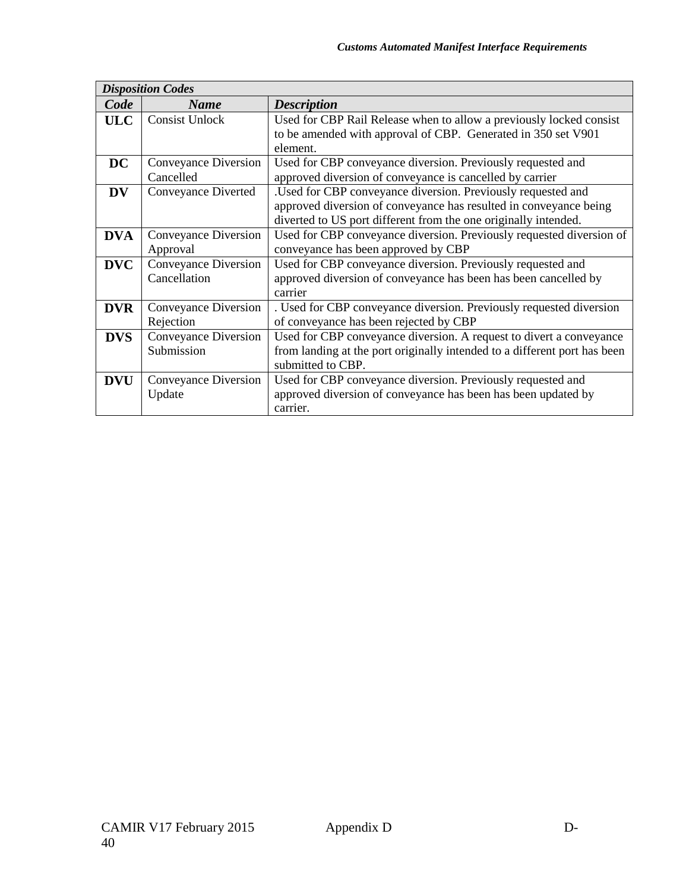| *Disposition Codes* | | |
|---|---|---|
| ***Code*** | ***Name*** | ***Description*** |
| **ULC** | Consist Unlock | Used for CBP Rail Release when to allow a previously locked consist to be amended with approval of CBP. Generated in 350 set V901 element. |
| **DC** | Conveyance Diversion Cancelled | Used for CBP conveyance diversion. Previously requested and approved diversion of conveyance is cancelled by carrier |
| **DV** | Conveyance Diverted | .Used for CBP conveyance diversion. Previously requested and approved diversion of conveyance has resulted in conveyance being diverted to US port different from the one originally intended. |
| **DVA** | Conveyance Diversion Approval | Used for CBP conveyance diversion. Previously requested diversion of conveyance has been approved by CBP |
| **DVC** | Conveyance Diversion Cancellation | Used for CBP conveyance diversion. Previously requested and approved diversion of conveyance has been has been cancelled by carrier |
| **DVR** | Conveyance Diversion Rejection | . Used for CBP conveyance diversion. Previously requested diversion of conveyance has been rejected by CBP |
| **DVS** | Conveyance Diversion Submission | Used for CBP conveyance diversion. A request to divert a conveyance from landing at the port originally intended to a different port has been submitted to CBP. |
| **DVU** | Conveyance Diversion Update | Used for CBP conveyance diversion. Previously requested and approved diversion of conveyance has been has been updated by carrier. |